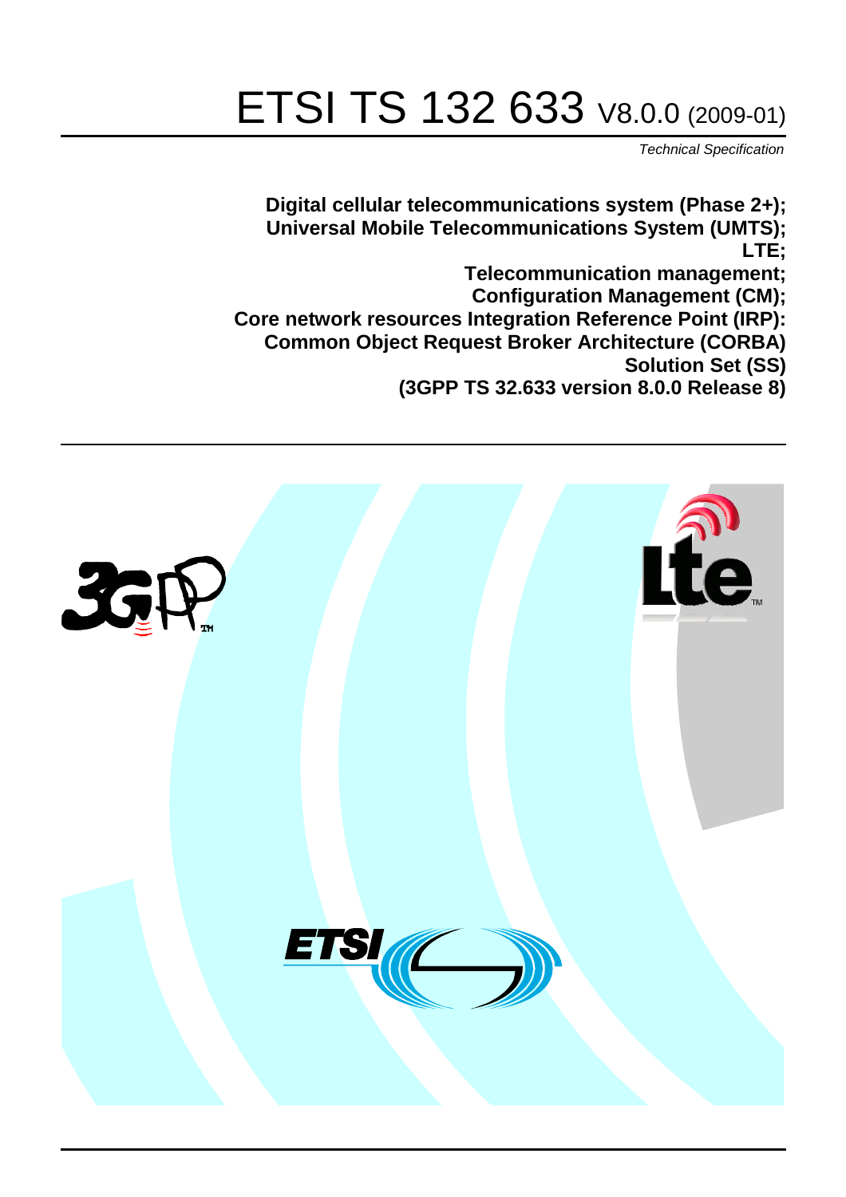# ETSI TS 132 633 V8.0.0 (2009-01)

*Technical Specification*

**Digital cellular telecommunications system (Phase 2+);**
**Universal Mobile Telecommunications System (UMTS);**
**LTE;**
**Telecommunication management;**
**Configuration Management (CM);**
**Core network resources Integration Reference Point (IRP): Common Object Request Broker Architecture (CORBA) Solution Set (SS)**
**(3GPP TS 32.633 version 8.0.0 Release 8)**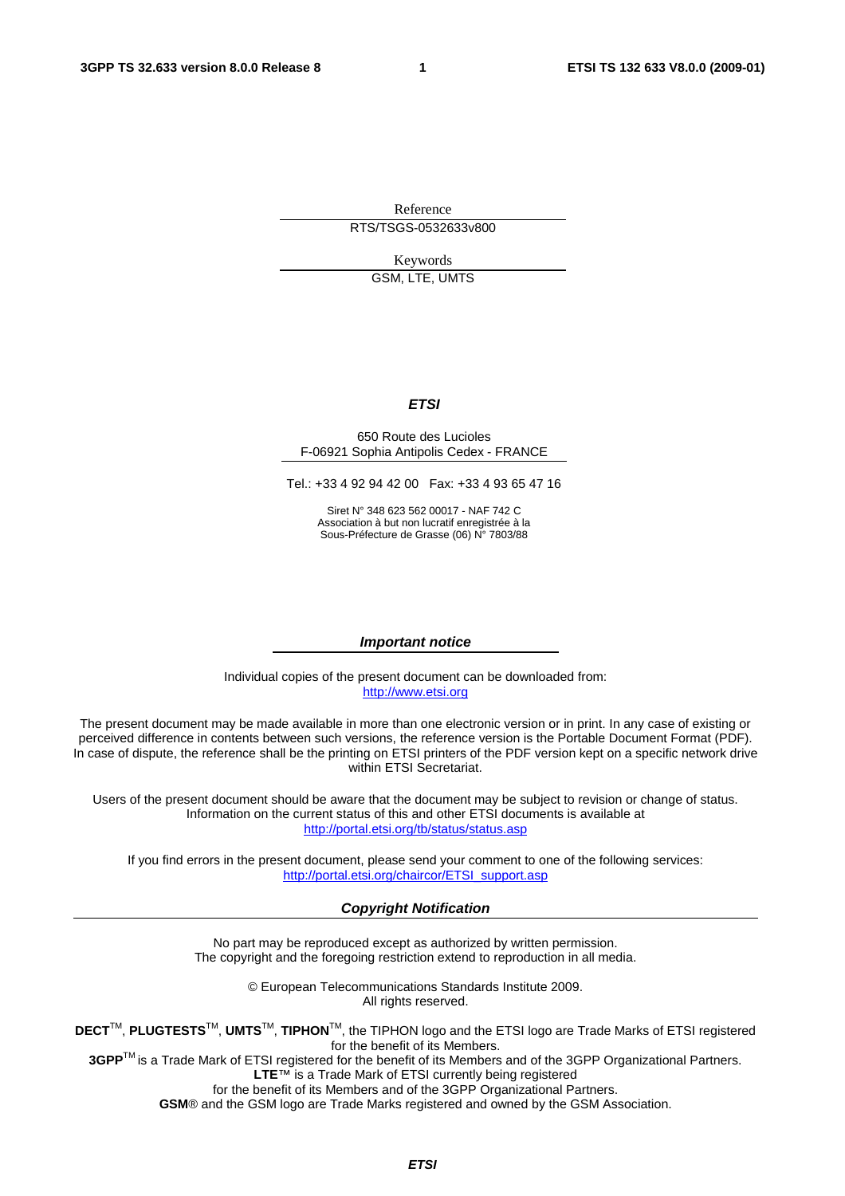Reference

RTS/TSGS-0532633v800

Keywords

GSM, LTE, UMTS

***ETSI***

650 Route des Lucioles
F-06921 Sophia Antipolis Cedex - FRANCE

Tel.: +33 4 92 94 42 00 Fax: +33 4 93 65 47 16

Siret N° 348 623 562 00017 - NAF 742 C
Association à but non lucratif enregistrée à la
Sous-Préfecture de Grasse (06) N° 7803/88

***Important notice***

Individual copies of the present document can be downloaded from:
http://www.etsi.org

The present document may be made available in more than one electronic version or in print. In any case of existing or perceived difference in contents between such versions, the reference version is the Portable Document Format (PDF). In case of dispute, the reference shall be the printing on ETSI printers of the PDF version kept on a specific network drive within ETSI Secretariat.

Users of the present document should be aware that the document may be subject to revision or change of status. Information on the current status of this and other ETSI documents is available at
http://portal.etsi.org/tb/status/status.asp

If you find errors in the present document, please send your comment to one of the following services:
http://portal.etsi.org/chaircor/ETSI_support.asp

***Copyright Notification***

No part may be reproduced except as authorized by written permission.
The copyright and the foregoing restriction extend to reproduction in all media.

© European Telecommunications Standards Institute 2009.
All rights reserved.

**DECT**™, **PLUGTESTS**™, **UMTS**™, **TIPHON**™, the TIPHON logo and the ETSI logo are Trade Marks of ETSI registered for the benefit of its Members.
**3GPP**™ is a Trade Mark of ETSI registered for the benefit of its Members and of the 3GPP Organizational Partners.
**LTE**™ is a Trade Mark of ETSI currently being registered
for the benefit of its Members and of the 3GPP Organizational Partners.
**GSM**® and the GSM logo are Trade Marks registered and owned by the GSM Association.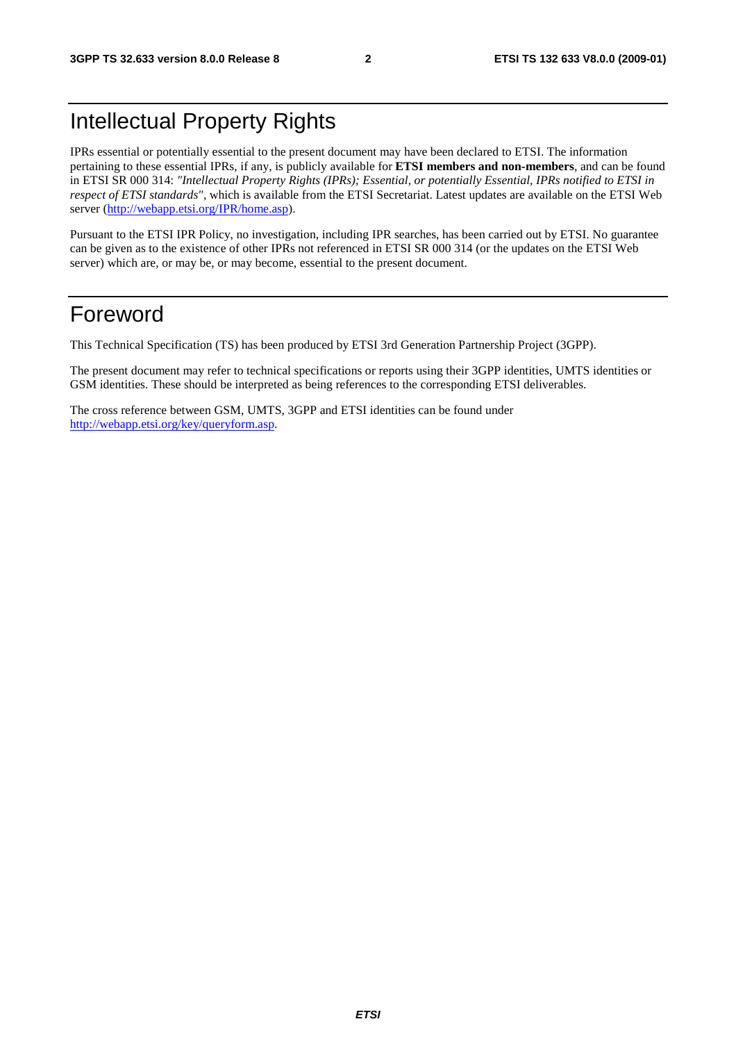# Intellectual Property Rights

IPRs essential or potentially essential to the present document may have been declared to ETSI. The information pertaining to these essential IPRs, if any, is publicly available for **ETSI members and non-members**, and can be found in ETSI SR 000 314: *"Intellectual Property Rights (IPRs); Essential, or potentially Essential, IPRs notified to ETSI in respect of ETSI standards"*, which is available from the ETSI Secretariat. Latest updates are available on the ETSI Web server (http://webapp.etsi.org/IPR/home.asp).

Pursuant to the ETSI IPR Policy, no investigation, including IPR searches, has been carried out by ETSI. No guarantee can be given as to the existence of other IPRs not referenced in ETSI SR 000 314 (or the updates on the ETSI Web server) which are, or may be, or may become, essential to the present document.

# Foreword

This Technical Specification (TS) has been produced by ETSI 3rd Generation Partnership Project (3GPP).

The present document may refer to technical specifications or reports using their 3GPP identities, UMTS identities or GSM identities. These should be interpreted as being references to the corresponding ETSI deliverables.

The cross reference between GSM, UMTS, 3GPP and ETSI identities can be found under http://webapp.etsi.org/key/queryform.asp.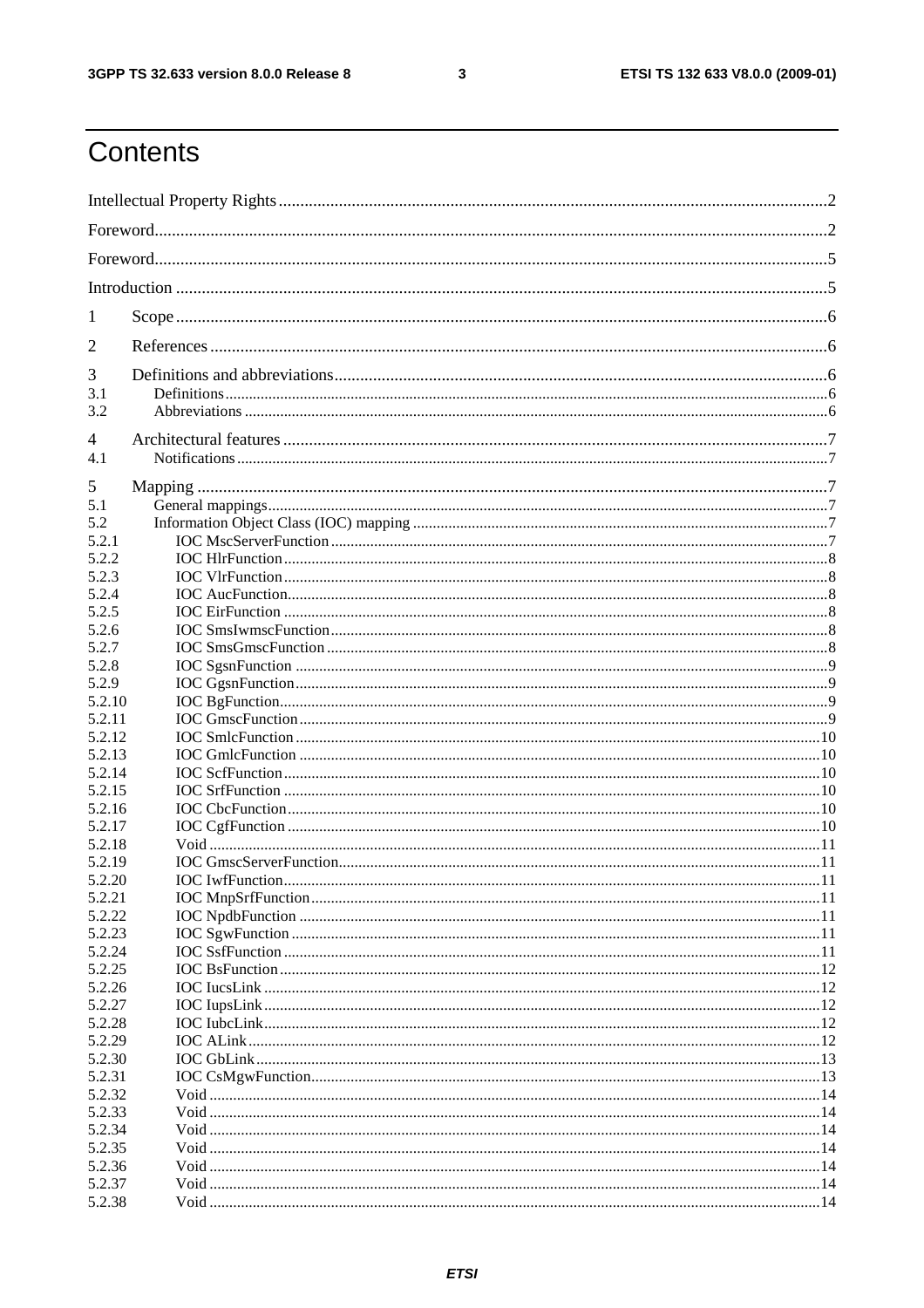# Contents

Intellectual Property Rights ..... 2

Foreword ..... 2

Foreword ..... 5

Introduction ..... 5

1 Scope ..... 6

2 References ..... 6

3 Definitions and abbreviations ..... 6

3.1 Definitions ..... 6

3.2 Abbreviations ..... 6

4 Architectural features ..... 7

4.1 Notifications ..... 7

5 Mapping ..... 7

5.1 General mappings ..... 7

5.2 Information Object Class (IOC) mapping ..... 7

5.2.1 IOC MscServerFunction ..... 7

5.2.2 IOC HlrFunction ..... 8

5.2.3 IOC VlrFunction ..... 8

5.2.4 IOC AucFunction ..... 8

5.2.5 IOC EirFunction ..... 8

5.2.6 IOC SmsIwmscFunction ..... 8

5.2.7 IOC SmsGmscFunction ..... 8

5.2.8 IOC SgsnFunction ..... 9

5.2.9 IOC GgsnFunction ..... 9

5.2.10 IOC BgFunction ..... 9

5.2.11 IOC GmscFunction ..... 9

5.2.12 IOC SmlcFunction ..... 10

5.2.13 IOC GmlcFunction ..... 10

5.2.14 IOC ScfFunction ..... 10

5.2.15 IOC SrfFunction ..... 10

5.2.16 IOC CbcFunction ..... 10

5.2.17 IOC CgfFunction ..... 10

5.2.18 Void ..... 11

5.2.19 IOC GmscServerFunction ..... 11

5.2.20 IOC IwfFunction ..... 11

5.2.21 IOC MnpSrfFunction ..... 11

5.2.22 IOC NpdbFunction ..... 11

5.2.23 IOC SgwFunction ..... 11

5.2.24 IOC SsfFunction ..... 11

5.2.25 IOC BsFunction ..... 12

5.2.26 IOC IucsLink ..... 12

5.2.27 IOC IupsLink ..... 12

5.2.28 IOC IubcLink ..... 12

5.2.29 IOC ALink ..... 12

5.2.30 IOC GbLink ..... 13

5.2.31 IOC CsMgwFunction ..... 13

5.2.32 Void ..... 14

5.2.33 Void ..... 14

5.2.34 Void ..... 14

5.2.35 Void ..... 14

5.2.36 Void ..... 14

5.2.37 Void ..... 14

5.2.38 Void ..... 14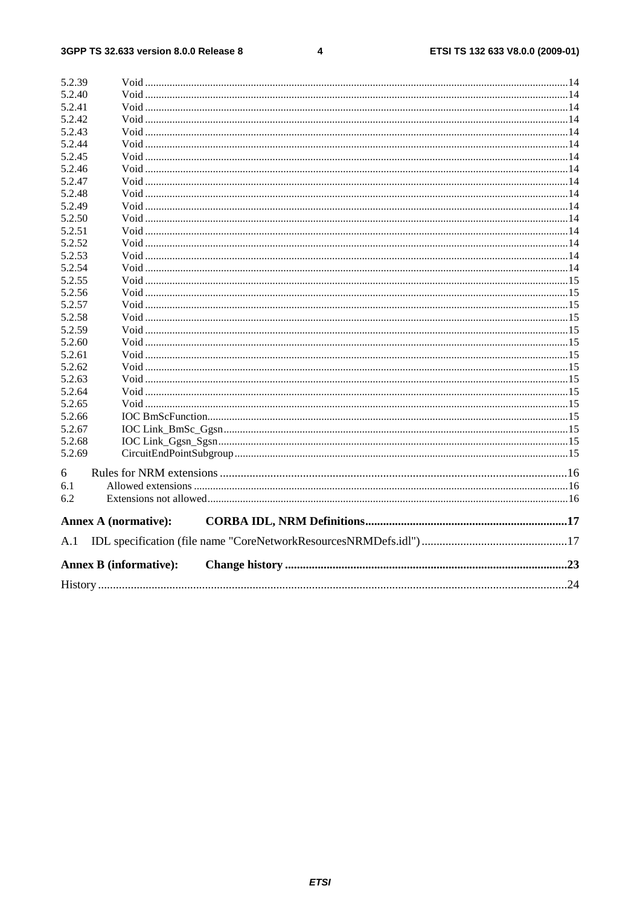5.2.39 Void ..........14
5.2.40 Void ..........14
5.2.41 Void ..........14
5.2.42 Void ..........14
5.2.43 Void ..........14
5.2.44 Void ..........14
5.2.45 Void ..........14
5.2.46 Void ..........14
5.2.47 Void ..........14
5.2.48 Void ..........14
5.2.49 Void ..........14
5.2.50 Void ..........14
5.2.51 Void ..........14
5.2.52 Void ..........14
5.2.53 Void ..........14
5.2.54 Void ..........14
5.2.55 Void ..........15
5.2.56 Void ..........15
5.2.57 Void ..........15
5.2.58 Void ..........15
5.2.59 Void ..........15
5.2.60 Void ..........15
5.2.61 Void ..........15
5.2.62 Void ..........15
5.2.63 Void ..........15
5.2.64 Void ..........15
5.2.65 Void ..........15
5.2.66 IOC BmScFunction..........15
5.2.67 IOC Link_BmSc_Ggsn..........15
5.2.68 IOC Link_Ggsn_Sgsn..........15
5.2.69 CircuitEndPointSubgroup..........15

6 Rules for NRM extensions..........16
6.1 Allowed extensions..........16
6.2 Extensions not allowed..........16

**Annex A (normative): CORBA IDL, NRM Definitions..........17**

A.1 IDL specification (file name "CoreNetworkResourcesNRMDefs.idl")..........17

**Annex B (informative): Change history..........23**

History..........24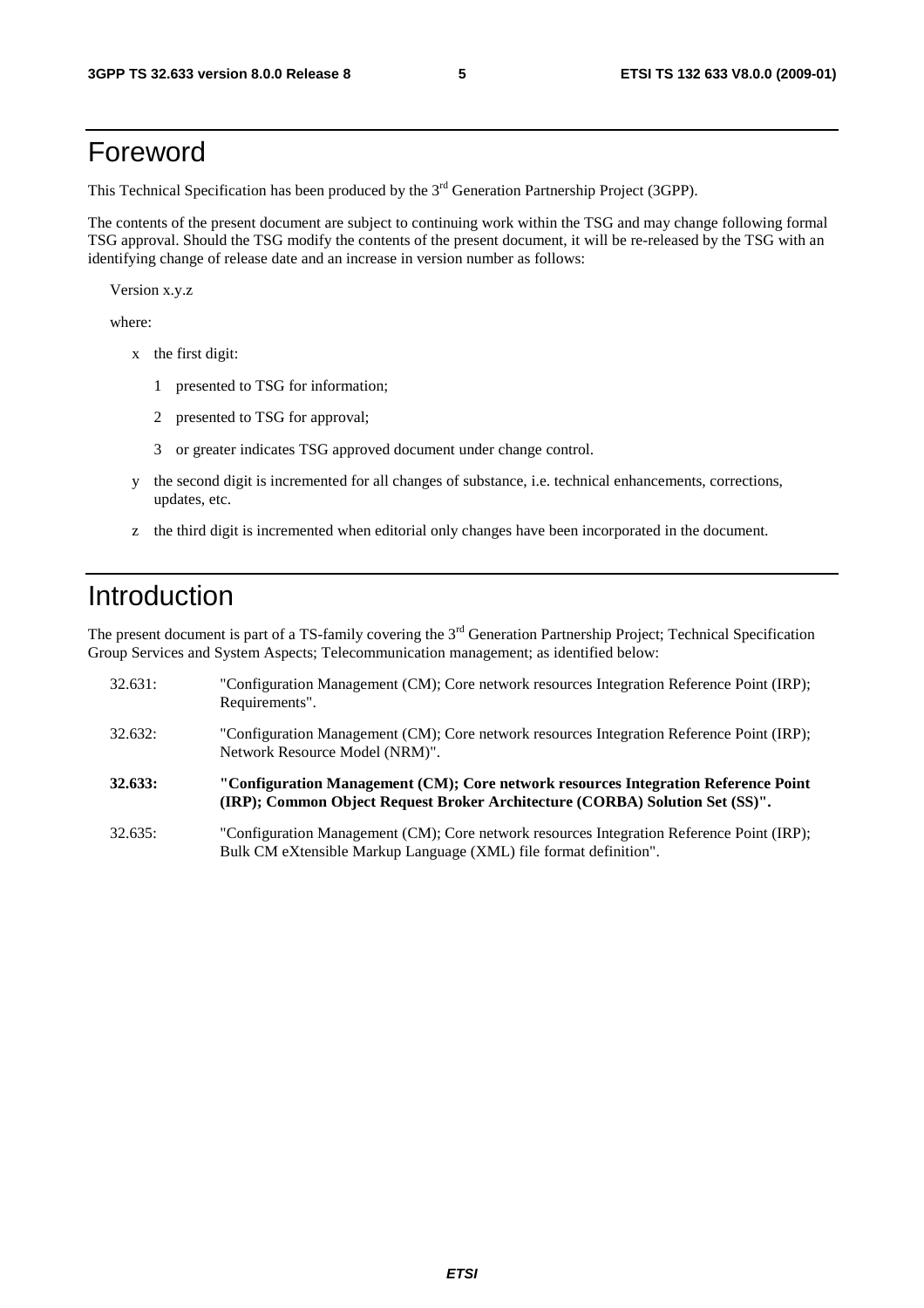# Foreword

This Technical Specification has been produced by the 3rd Generation Partnership Project (3GPP).

The contents of the present document are subject to continuing work within the TSG and may change following formal TSG approval. Should the TSG modify the contents of the present document, it will be re-released by the TSG with an identifying change of release date and an increase in version number as follows:

Version x.y.z

where:

- x the first digit:
  - 1 presented to TSG for information;
  - 2 presented to TSG for approval;
  - 3 or greater indicates TSG approved document under change control.
- y the second digit is incremented for all changes of substance, i.e. technical enhancements, corrections, updates, etc.
- z the third digit is incremented when editorial only changes have been incorporated in the document.

# Introduction

The present document is part of a TS-family covering the 3rd Generation Partnership Project; Technical Specification Group Services and System Aspects; Telecommunication management; as identified below:

32.631: "Configuration Management (CM); Core network resources Integration Reference Point (IRP); Requirements".

32.632: "Configuration Management (CM); Core network resources Integration Reference Point (IRP); Network Resource Model (NRM)".

**32.633: "Configuration Management (CM); Core network resources Integration Reference Point (IRP); Common Object Request Broker Architecture (CORBA) Solution Set (SS)".**

32.635: "Configuration Management (CM); Core network resources Integration Reference Point (IRP); Bulk CM eXtensible Markup Language (XML) file format definition".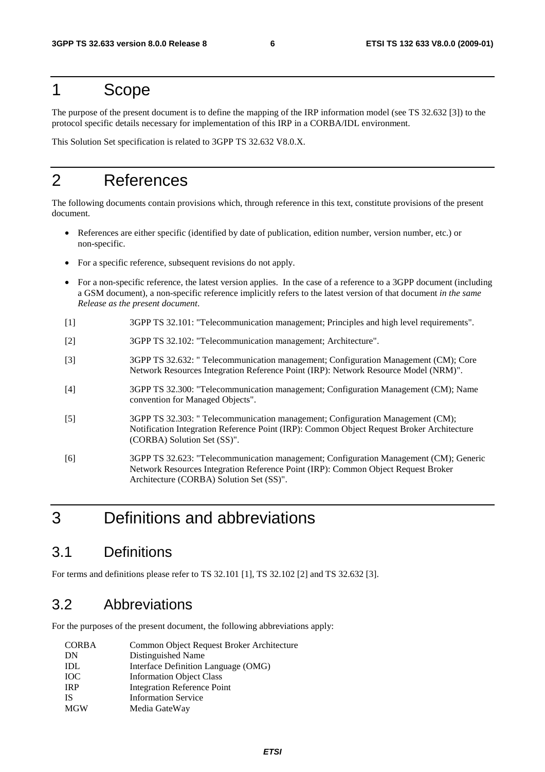# 1 Scope

The purpose of the present document is to define the mapping of the IRP information model (see TS 32.632 [3]) to the protocol specific details necessary for implementation of this IRP in a CORBA/IDL environment.

This Solution Set specification is related to 3GPP TS 32.632 V8.0.X.

# 2 References

The following documents contain provisions which, through reference in this text, constitute provisions of the present document.

- References are either specific (identified by date of publication, edition number, version number, etc.) or non-specific.
- For a specific reference, subsequent revisions do not apply.
- For a non-specific reference, the latest version applies. In the case of a reference to a 3GPP document (including a GSM document), a non-specific reference implicitly refers to the latest version of that document *in the same Release as the present document*.

[1] 3GPP TS 32.101: "Telecommunication management; Principles and high level requirements".

[2] 3GPP TS 32.102: "Telecommunication management; Architecture".

[3] 3GPP TS 32.632: " Telecommunication management; Configuration Management (CM); Core Network Resources Integration Reference Point (IRP): Network Resource Model (NRM)".

[4] 3GPP TS 32.300: "Telecommunication management; Configuration Management (CM); Name convention for Managed Objects".

[5] 3GPP TS 32.303: " Telecommunication management; Configuration Management (CM); Notification Integration Reference Point (IRP): Common Object Request Broker Architecture (CORBA) Solution Set (SS)".

[6] 3GPP TS 32.623: "Telecommunication management; Configuration Management (CM); Generic Network Resources Integration Reference Point (IRP): Common Object Request Broker Architecture (CORBA) Solution Set (SS)".

# 3 Definitions and abbreviations

## 3.1 Definitions

For terms and definitions please refer to TS 32.101 [1], TS 32.102 [2] and TS 32.632 [3].

## 3.2 Abbreviations

For the purposes of the present document, the following abbreviations apply:

CORBA Common Object Request Broker Architecture
DN Distinguished Name
IDL Interface Definition Language (OMG)
IOC Information Object Class
IRP Integration Reference Point
IS Information Service
MGW Media GateWay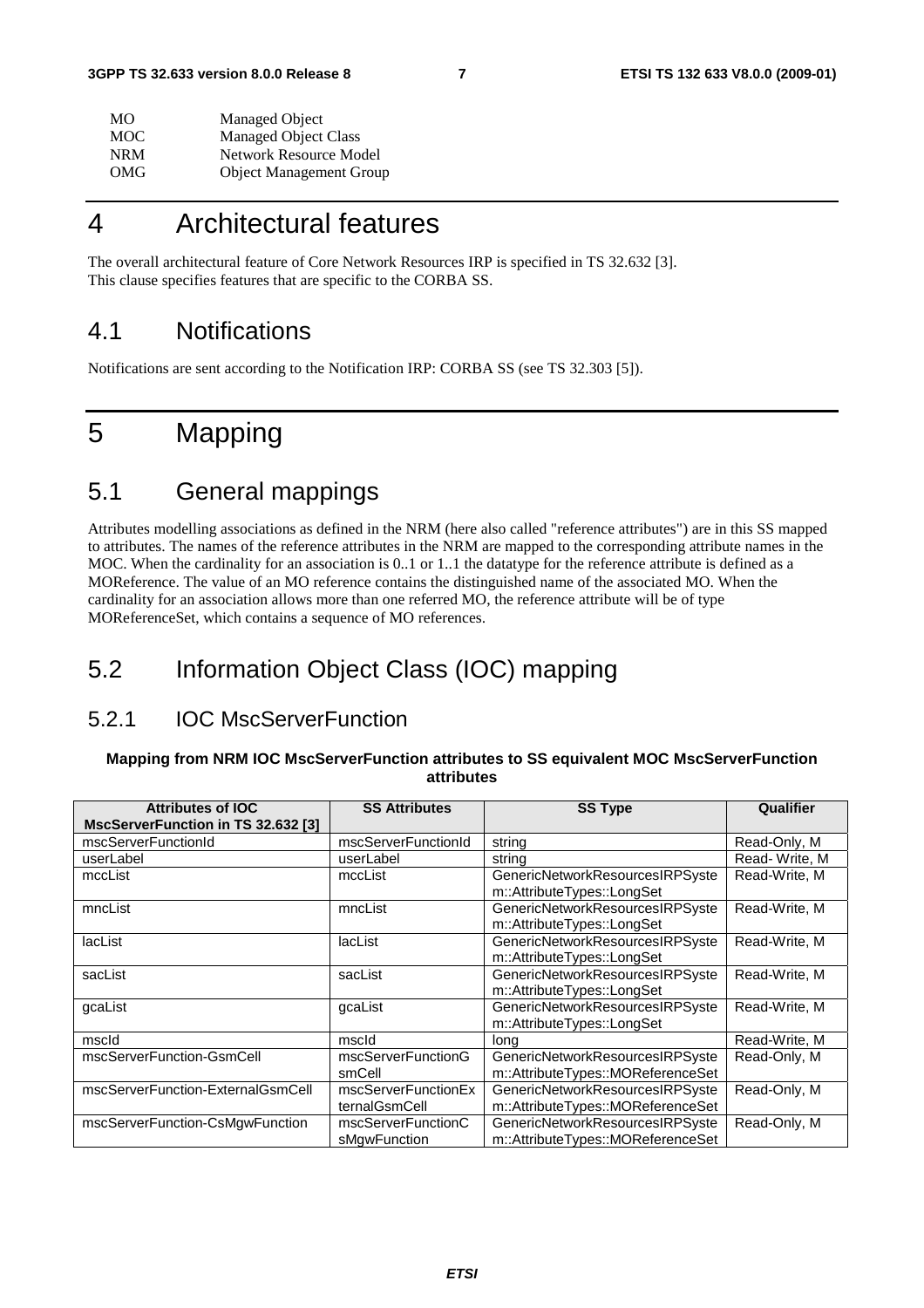| MO | Managed Object |
|---|---|
| MOC | Managed Object Class |
| NRM | Network Resource Model |
| OMG | Object Management Group |

# 4 Architectural features

The overall architectural feature of Core Network Resources IRP is specified in TS 32.632 [3].
This clause specifies features that are specific to the CORBA SS.

## 4.1 Notifications

Notifications are sent according to the Notification IRP: CORBA SS (see TS 32.303 [5]).

# 5 Mapping

## 5.1 General mappings

Attributes modelling associations as defined in the NRM (here also called "reference attributes") are in this SS mapped to attributes. The names of the reference attributes in the NRM are mapped to the corresponding attribute names in the MOC. When the cardinality for an association is 0..1 or 1..1 the datatype for the reference attribute is defined as a MOReference. The value of an MO reference contains the distinguished name of the associated MO. When the cardinality for an association allows more than one referred MO, the reference attribute will be of type MOReferenceSet, which contains a sequence of MO references.

## 5.2 Information Object Class (IOC) mapping

### 5.2.1 IOC MscServerFunction

**Mapping from NRM IOC MscServerFunction attributes to SS equivalent MOC MscServerFunction attributes**

| Attributes of IOC MscServerFunction in TS 32.632 [3] | SS Attributes | SS Type | Qualifier |
|---|---|---|---|
| mscServerFunctionId | mscServerFunctionId | string | Read-Only, M |
| userLabel | userLabel | string | Read- Write, M |
| mccList | mccList | GenericNetworkResourcesIRPSystem::AttributeTypes::LongSet | Read-Write, M |
| mncList | mncList | GenericNetworkResourcesIRPSystem::AttributeTypes::LongSet | Read-Write, M |
| lacList | lacList | GenericNetworkResourcesIRPSystem::AttributeTypes::LongSet | Read-Write, M |
| sacList | sacList | GenericNetworkResourcesIRPSystem::AttributeTypes::LongSet | Read-Write, M |
| gcaList | gcaList | GenericNetworkResourcesIRPSystem::AttributeTypes::LongSet | Read-Write, M |
| mscId | mscId | long | Read-Write, M |
| mscServerFunction-GsmCell | mscServerFunctionGsmCell | GenericNetworkResourcesIRPSystem::AttributeTypes::MOReferenceSet | Read-Only, M |
| mscServerFunction-ExternalGsmCell | mscServerFunctionExternalGsmCell | GenericNetworkResourcesIRPSystem::AttributeTypes::MOReferenceSet | Read-Only, M |
| mscServerFunction-CsMgwFunction | mscServerFunctionCsMgwFunction | GenericNetworkResourcesIRPSystem::AttributeTypes::MOReferenceSet | Read-Only, M |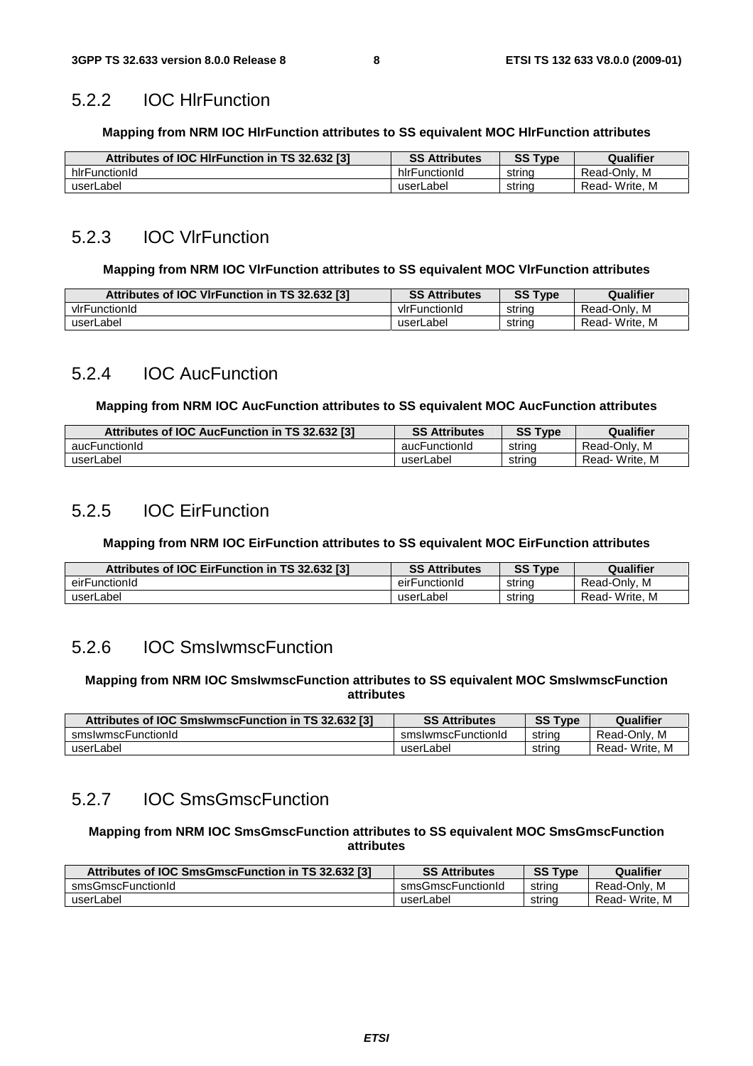### 5.2.2 IOC HlrFunction

**Mapping from NRM IOC HlrFunction attributes to SS equivalent MOC HlrFunction attributes**

| Attributes of IOC HlrFunction in TS 32.632 [3] | SS Attributes | SS Type | Qualifier |
|---|---|---|---|
| hlrFunctionId | hlrFunctionId | string | Read-Only, M |
| userLabel | userLabel | string | Read- Write, M |

### 5.2.3 IOC VlrFunction

**Mapping from NRM IOC VlrFunction attributes to SS equivalent MOC VlrFunction attributes**

| Attributes of IOC VlrFunction in TS 32.632 [3] | SS Attributes | SS Type | Qualifier |
|---|---|---|---|
| vlrFunctionId | vlrFunctionId | string | Read-Only, M |
| userLabel | userLabel | string | Read- Write, M |

### 5.2.4 IOC AucFunction

**Mapping from NRM IOC AucFunction attributes to SS equivalent MOC AucFunction attributes**

| Attributes of IOC AucFunction in TS 32.632 [3] | SS Attributes | SS Type | Qualifier |
|---|---|---|---|
| aucFunctionId | aucFunctionId | string | Read-Only, M |
| userLabel | userLabel | string | Read- Write, M |

### 5.2.5 IOC EirFunction

**Mapping from NRM IOC EirFunction attributes to SS equivalent MOC EirFunction attributes**

| Attributes of IOC EirFunction in TS 32.632 [3] | SS Attributes | SS Type | Qualifier |
|---|---|---|---|
| eirFunctionId | eirFunctionId | string | Read-Only, M |
| userLabel | userLabel | string | Read- Write, M |

### 5.2.6 IOC SmsIwmscFunction

**Mapping from NRM IOC SmsIwmscFunction attributes to SS equivalent MOC SmsIwmscFunction attributes**

| Attributes of IOC SmsIwmscFunction in TS 32.632 [3] | SS Attributes | SS Type | Qualifier |
|---|---|---|---|
| smsIwmscFunctionId | smsIwmscFunctionId | string | Read-Only, M |
| userLabel | userLabel | string | Read- Write, M |

### 5.2.7 IOC SmsGmscFunction

**Mapping from NRM IOC SmsGmscFunction attributes to SS equivalent MOC SmsGmscFunction attributes**

| Attributes of IOC SmsGmscFunction in TS 32.632 [3] | SS Attributes | SS Type | Qualifier |
|---|---|---|---|
| smsGmscFunctionId | smsGmscFunctionId | string | Read-Only, M |
| userLabel | userLabel | string | Read- Write, M |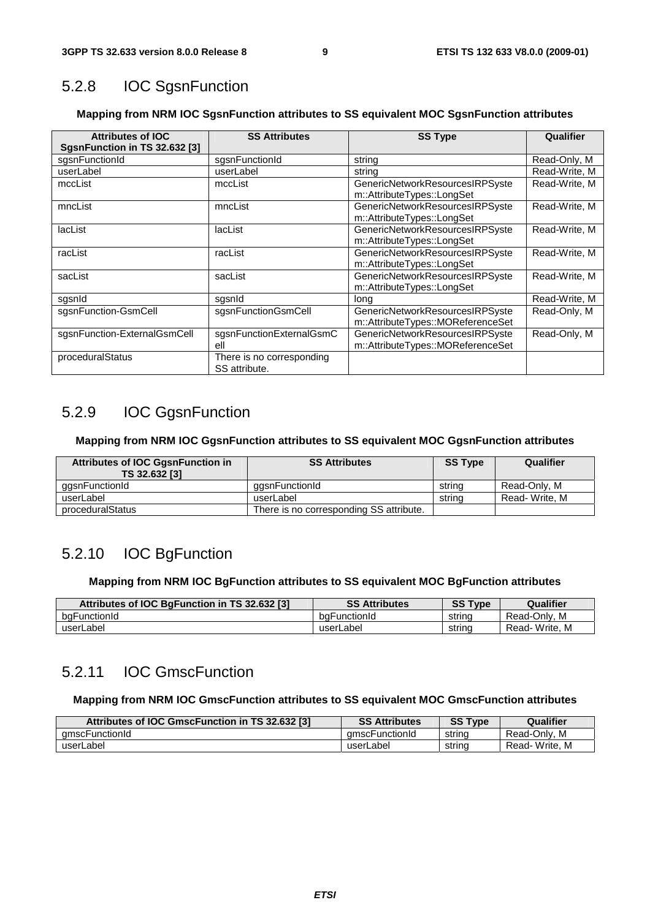## 5.2.8 IOC SgsnFunction

**Mapping from NRM IOC SgsnFunction attributes to SS equivalent MOC SgsnFunction attributes**

| Attributes of IOC SgsnFunction in TS 32.632 [3] | SS Attributes | SS Type | Qualifier |
|---|---|---|---|
| sgsnFunctionId | sgsnFunctionId | string | Read-Only, M |
| userLabel | userLabel | string | Read-Write, M |
| mccList | mccList | GenericNetworkResourcesIRPSystem::AttributeTypes::LongSet | Read-Write, M |
| mncList | mncList | GenericNetworkResourcesIRPSystem::AttributeTypes::LongSet | Read-Write, M |
| lacList | lacList | GenericNetworkResourcesIRPSystem::AttributeTypes::LongSet | Read-Write, M |
| racList | racList | GenericNetworkResourcesIRPSystem::AttributeTypes::LongSet | Read-Write, M |
| sacList | sacList | GenericNetworkResourcesIRPSystem::AttributeTypes::LongSet | Read-Write, M |
| sgsnId | sgsnId | long | Read-Write, M |
| sgsnFunction-GsmCell | sgsnFunctionGsmCell | GenericNetworkResourcesIRPSystem::AttributeTypes::MOReferenceSet | Read-Only, M |
| sgsnFunction-ExternalGsmCell | sgsnFunctionExternalGsmCell | GenericNetworkResourcesIRPSystem::AttributeTypes::MOReferenceSet | Read-Only, M |
| proceduralStatus | There is no corresponding SS attribute. | | |

## 5.2.9 IOC GgsnFunction

**Mapping from NRM IOC GgsnFunction attributes to SS equivalent MOC GgsnFunction attributes**

| Attributes of IOC GgsnFunction in TS 32.632 [3] | SS Attributes | SS Type | Qualifier |
|---|---|---|---|
| ggsnFunctionId | ggsnFunctionId | string | Read-Only, M |
| userLabel | userLabel | string | Read- Write, M |
| proceduralStatus | There is no corresponding SS attribute. | | |

## 5.2.10 IOC BgFunction

**Mapping from NRM IOC BgFunction attributes to SS equivalent MOC BgFunction attributes**

| Attributes of IOC BgFunction in TS 32.632 [3] | SS Attributes | SS Type | Qualifier |
|---|---|---|---|
| bgFunctionId | bgFunctionId | string | Read-Only, M |
| userLabel | userLabel | string | Read- Write, M |

## 5.2.11 IOC GmscFunction

**Mapping from NRM IOC GmscFunction attributes to SS equivalent MOC GmscFunction attributes**

| Attributes of IOC GmscFunction in TS 32.632 [3] | SS Attributes | SS Type | Qualifier |
|---|---|---|---|
| gmscFunctionId | gmscFunctionId | string | Read-Only, M |
| userLabel | userLabel | string | Read- Write, M |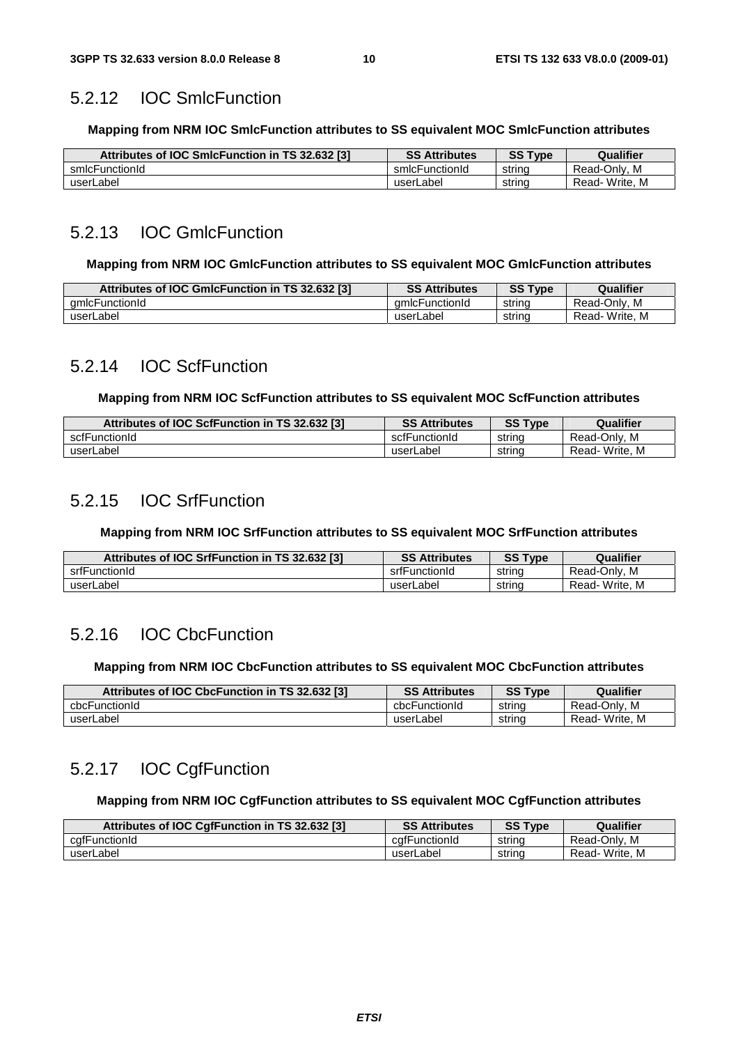### 5.2.12 IOC SmlcFunction

**Mapping from NRM IOC SmlcFunction attributes to SS equivalent MOC SmlcFunction attributes**

| Attributes of IOC SmlcFunction in TS 32.632 [3] | SS Attributes | SS Type | Qualifier |
|---|---|---|---|
| smlcFunctionId | smlcFunctionId | string | Read-Only, M |
| userLabel | userLabel | string | Read- Write, M |

### 5.2.13 IOC GmlcFunction

**Mapping from NRM IOC GmlcFunction attributes to SS equivalent MOC GmlcFunction attributes**

| Attributes of IOC GmlcFunction in TS 32.632 [3] | SS Attributes | SS Type | Qualifier |
|---|---|---|---|
| gmlcFunctionId | gmlcFunctionId | string | Read-Only, M |
| userLabel | userLabel | string | Read- Write, M |

### 5.2.14 IOC ScfFunction

**Mapping from NRM IOC ScfFunction attributes to SS equivalent MOC ScfFunction attributes**

| Attributes of IOC ScfFunction in TS 32.632 [3] | SS Attributes | SS Type | Qualifier |
|---|---|---|---|
| scfFunctionId | scfFunctionId | string | Read-Only, M |
| userLabel | userLabel | string | Read- Write, M |

### 5.2.15 IOC SrfFunction

**Mapping from NRM IOC SrfFunction attributes to SS equivalent MOC SrfFunction attributes**

| Attributes of IOC SrfFunction in TS 32.632 [3] | SS Attributes | SS Type | Qualifier |
|---|---|---|---|
| srfFunctionId | srfFunctionId | string | Read-Only, M |
| userLabel | userLabel | string | Read- Write, M |

### 5.2.16 IOC CbcFunction

**Mapping from NRM IOC CbcFunction attributes to SS equivalent MOC CbcFunction attributes**

| Attributes of IOC CbcFunction in TS 32.632 [3] | SS Attributes | SS Type | Qualifier |
|---|---|---|---|
| cbcFunctionId | cbcFunctionId | string | Read-Only, M |
| userLabel | userLabel | string | Read- Write, M |

### 5.2.17 IOC CgfFunction

**Mapping from NRM IOC CgfFunction attributes to SS equivalent MOC CgfFunction attributes**

| Attributes of IOC CgfFunction in TS 32.632 [3] | SS Attributes | SS Type | Qualifier |
|---|---|---|---|
| cgfFunctionId | cgfFunctionId | string | Read-Only, M |
| userLabel | userLabel | string | Read- Write, M |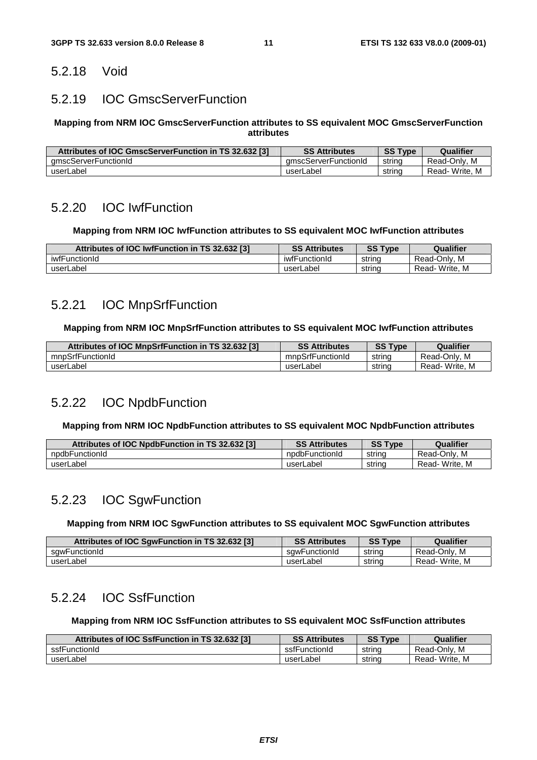## 5.2.18 Void

## 5.2.19 IOC GmscServerFunction

**Mapping from NRM IOC GmscServerFunction attributes to SS equivalent MOC GmscServerFunction attributes**

| Attributes of IOC GmscServerFunction in TS 32.632 [3] | SS Attributes | SS Type | Qualifier |
|---|---|---|---|
| gmscServerFunctionId | gmscServerFunctionId | string | Read-Only, M |
| userLabel | userLabel | string | Read- Write, M |

## 5.2.20 IOC IwfFunction

**Mapping from NRM IOC IwfFunction attributes to SS equivalent MOC IwfFunction attributes**

| Attributes of IOC IwfFunction in TS 32.632 [3] | SS Attributes | SS Type | Qualifier |
|---|---|---|---|
| iwfFunctionId | iwfFunctionId | string | Read-Only, M |
| userLabel | userLabel | string | Read- Write, M |

## 5.2.21 IOC MnpSrfFunction

**Mapping from NRM IOC MnpSrfFunction attributes to SS equivalent MOC IwfFunction attributes**

| Attributes of IOC MnpSrfFunction in TS 32.632 [3] | SS Attributes | SS Type | Qualifier |
|---|---|---|---|
| mnpSrfFunctionId | mnpSrfFunctionId | string | Read-Only, M |
| userLabel | userLabel | string | Read- Write, M |

## 5.2.22 IOC NpdbFunction

**Mapping from NRM IOC NpdbFunction attributes to SS equivalent MOC NpdbFunction attributes**

| Attributes of IOC NpdbFunction in TS 32.632 [3] | SS Attributes | SS Type | Qualifier |
|---|---|---|---|
| npdbFunctionId | npdbFunctionId | string | Read-Only, M |
| userLabel | userLabel | string | Read- Write, M |

## 5.2.23 IOC SgwFunction

**Mapping from NRM IOC SgwFunction attributes to SS equivalent MOC SgwFunction attributes**

| Attributes of IOC SgwFunction in TS 32.632 [3] | SS Attributes | SS Type | Qualifier |
|---|---|---|---|
| sgwFunctionId | sgwFunctionId | string | Read-Only, M |
| userLabel | userLabel | string | Read- Write, M |

## 5.2.24 IOC SsfFunction

**Mapping from NRM IOC SsfFunction attributes to SS equivalent MOC SsfFunction attributes**

| Attributes of IOC SsfFunction in TS 32.632 [3] | SS Attributes | SS Type | Qualifier |
|---|---|---|---|
| ssfFunctionId | ssfFunctionId | string | Read-Only, M |
| userLabel | userLabel | string | Read- Write, M |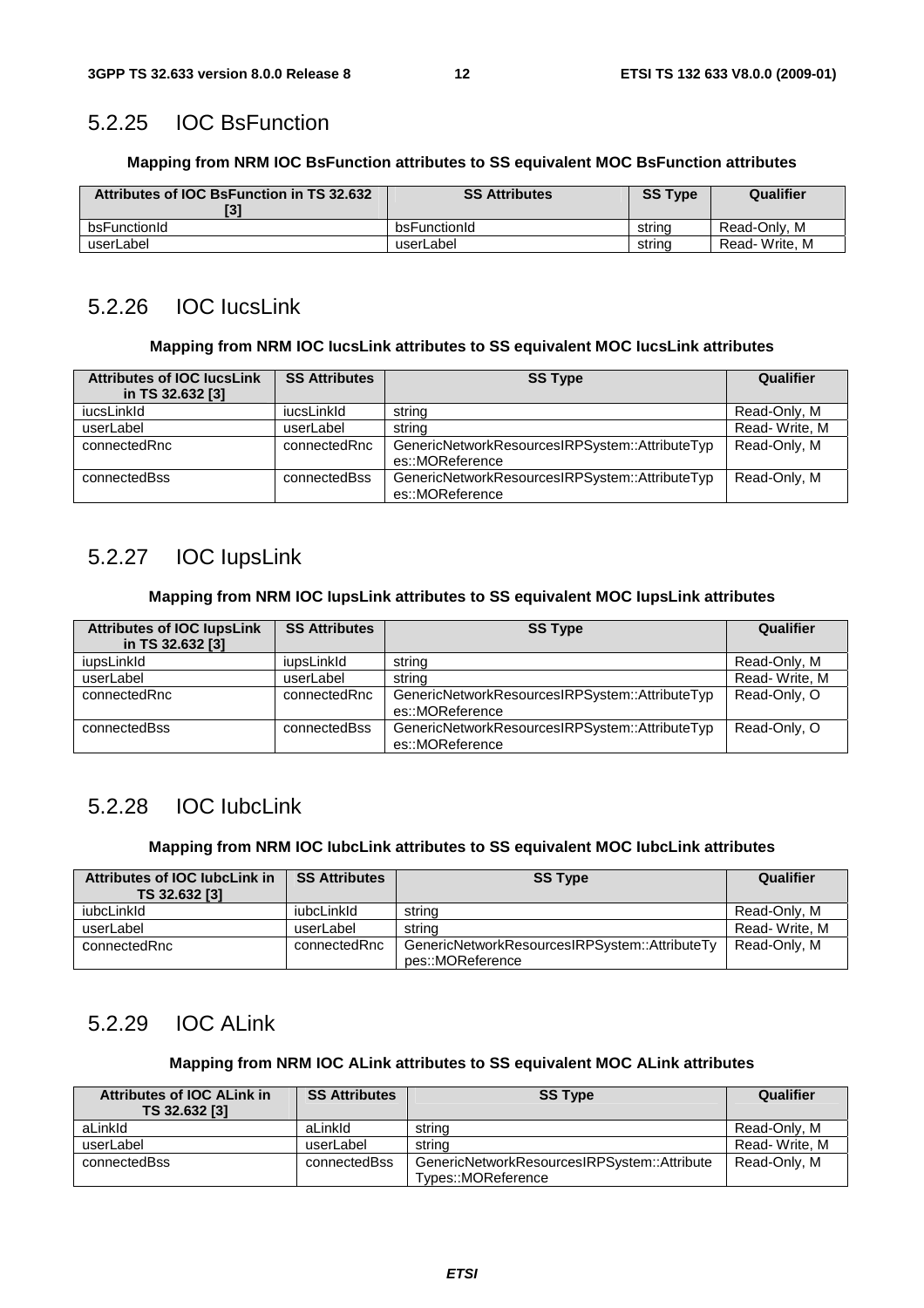## 5.2.25 IOC BsFunction

**Mapping from NRM IOC BsFunction attributes to SS equivalent MOC BsFunction attributes**

| Attributes of IOC BsFunction in TS 32.632 [3] | SS Attributes | SS Type | Qualifier |
|---|---|---|---|
| bsFunctionId | bsFunctionId | string | Read-Only, M |
| userLabel | userLabel | string | Read- Write, M |

## 5.2.26 IOC IucsLink

**Mapping from NRM IOC IucsLink attributes to SS equivalent MOC IucsLink attributes**

| Attributes of IOC IucsLink in TS 32.632 [3] | SS Attributes | SS Type | Qualifier |
|---|---|---|---|
| iucsLinkId | iucsLinkId | string | Read-Only, M |
| userLabel | userLabel | string | Read- Write, M |
| connectedRnc | connectedRnc | GenericNetworkResourcesIRPSystem::AttributeTypes::MOReference | Read-Only, M |
| connectedBss | connectedBss | GenericNetworkResourcesIRPSystem::AttributeTypes::MOReference | Read-Only, M |

## 5.2.27 IOC IupsLink

**Mapping from NRM IOC IupsLink attributes to SS equivalent MOC IupsLink attributes**

| Attributes of IOC IupsLink in TS 32.632 [3] | SS Attributes | SS Type | Qualifier |
|---|---|---|---|
| iupsLinkId | iupsLinkId | string | Read-Only, M |
| userLabel | userLabel | string | Read- Write, M |
| connectedRnc | connectedRnc | GenericNetworkResourcesIRPSystem::AttributeTypes::MOReference | Read-Only, O |
| connectedBss | connectedBss | GenericNetworkResourcesIRPSystem::AttributeTypes::MOReference | Read-Only, O |

## 5.2.28 IOC IubcLink

**Mapping from NRM IOC IubcLink attributes to SS equivalent MOC IubcLink attributes**

| Attributes of IOC IubcLink in TS 32.632 [3] | SS Attributes | SS Type | Qualifier |
|---|---|---|---|
| iubcLinkId | iubcLinkId | string | Read-Only, M |
| userLabel | userLabel | string | Read- Write, M |
| connectedRnc | connectedRnc | GenericNetworkResourcesIRPSystem::AttributeTypes::MOReference | Read-Only, M |

## 5.2.29 IOC ALink

**Mapping from NRM IOC ALink attributes to SS equivalent MOC ALink attributes**

| Attributes of IOC ALink in TS 32.632 [3] | SS Attributes | SS Type | Qualifier |
|---|---|---|---|
| aLinkId | aLinkId | string | Read-Only, M |
| userLabel | userLabel | string | Read- Write, M |
| connectedBss | connectedBss | GenericNetworkResourcesIRPSystem::AttributeTypes::MOReference | Read-Only, M |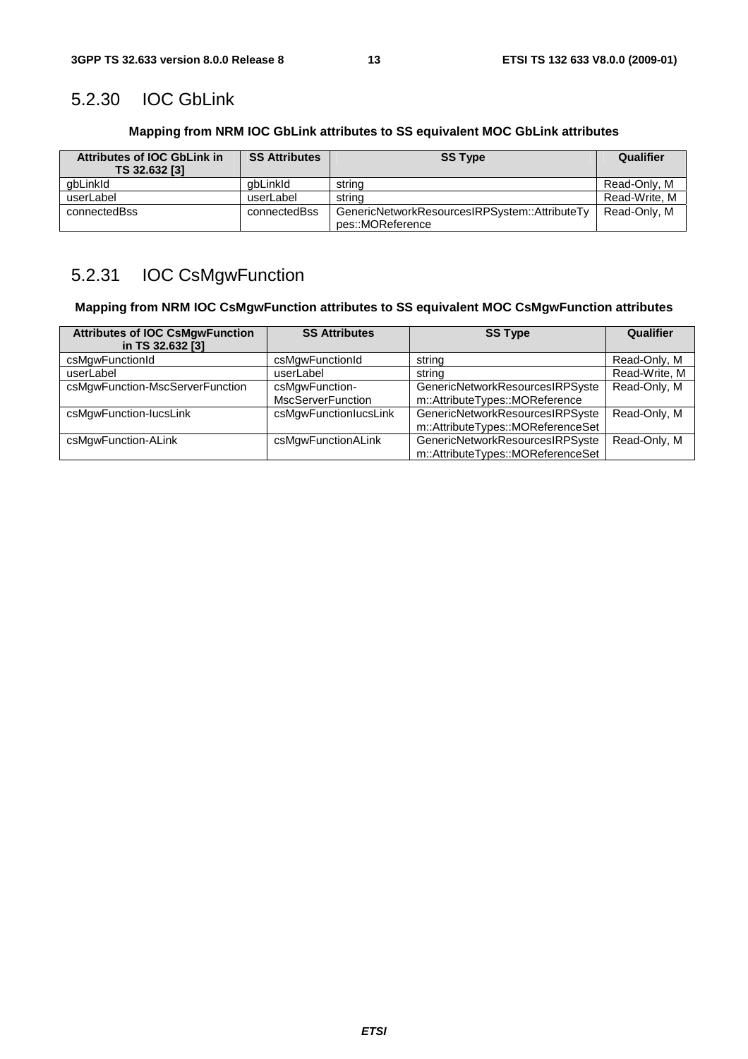### 5.2.30 IOC GbLink

**Mapping from NRM IOC GbLink attributes to SS equivalent MOC GbLink attributes**

| Attributes of IOC GbLink in TS 32.632 [3] | SS Attributes | SS Type | Qualifier |
|---|---|---|---|
| gbLinkId | gbLinkId | string | Read-Only, M |
| userLabel | userLabel | string | Read-Write, M |
| connectedBss | connectedBss | GenericNetworkResourcesIRPSystem::AttributeTypes::MOReference | Read-Only, M |

### 5.2.31 IOC CsMgwFunction

**Mapping from NRM IOC CsMgwFunction attributes to SS equivalent MOC CsMgwFunction attributes**

| Attributes of IOC CsMgwFunction in TS 32.632 [3] | SS Attributes | SS Type | Qualifier |
|---|---|---|---|
| csMgwFunctionId | csMgwFunctionId | string | Read-Only, M |
| userLabel | userLabel | string | Read-Write, M |
| csMgwFunction-MscServerFunction | csMgwFunction-MscServerFunction | GenericNetworkResourcesIRPSystem::AttributeTypes::MOReference | Read-Only, M |
| csMgwFunction-IucsLink | csMgwFunctionIucsLink | GenericNetworkResourcesIRPSystem::AttributeTypes::MOReferenceSet | Read-Only, M |
| csMgwFunction-ALink | csMgwFunctionALink | GenericNetworkResourcesIRPSystem::AttributeTypes::MOReferenceSet | Read-Only, M |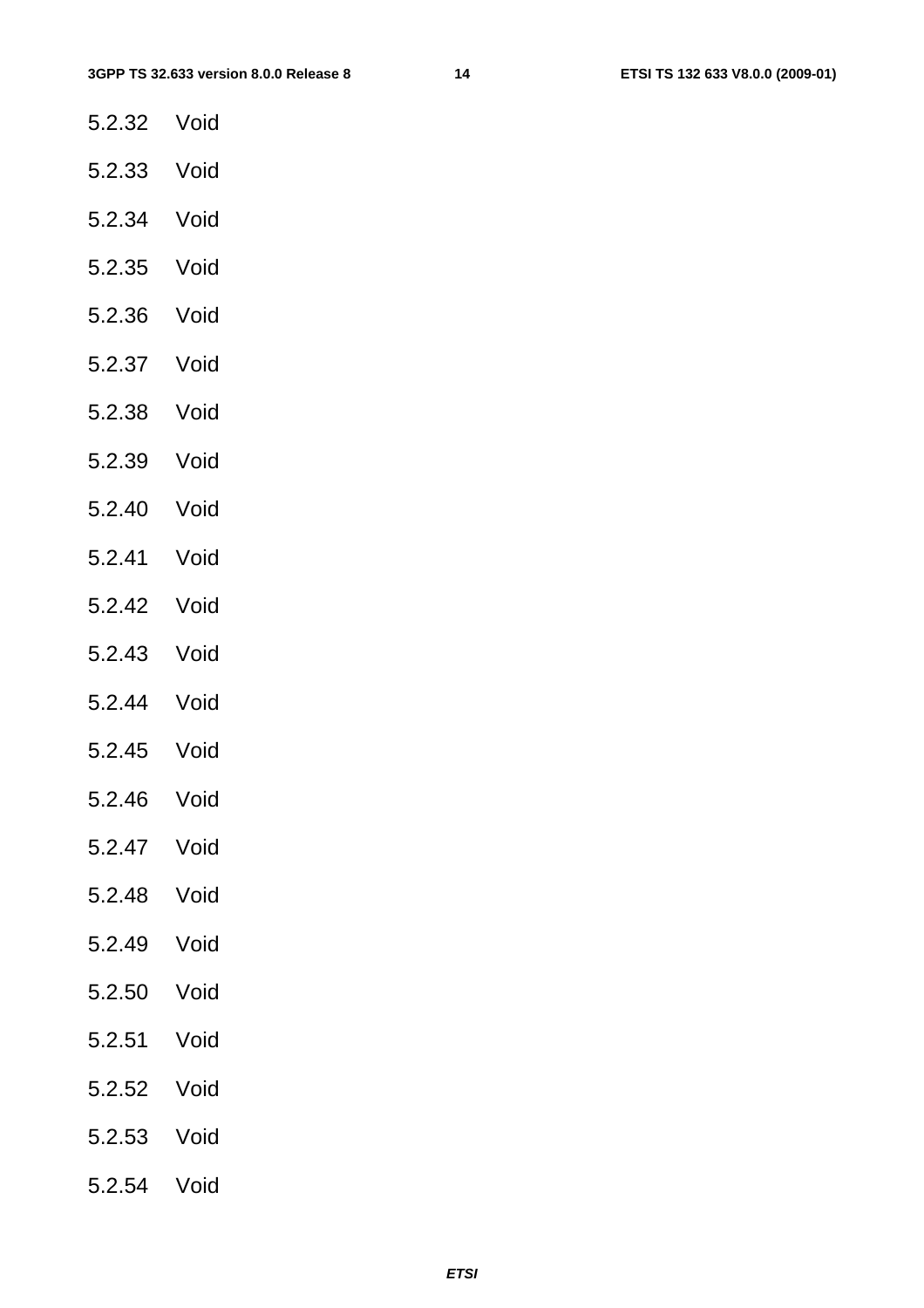### 5.2.32 Void

### 5.2.33 Void

### 5.2.34 Void

### 5.2.35 Void

### 5.2.36 Void

### 5.2.37 Void

### 5.2.38 Void

### 5.2.39 Void

### 5.2.40 Void

### 5.2.41 Void

### 5.2.42 Void

### 5.2.43 Void

### 5.2.44 Void

### 5.2.45 Void

### 5.2.46 Void

### 5.2.47 Void

### 5.2.48 Void

### 5.2.49 Void

### 5.2.50 Void

### 5.2.51 Void

### 5.2.52 Void

### 5.2.53 Void

### 5.2.54 Void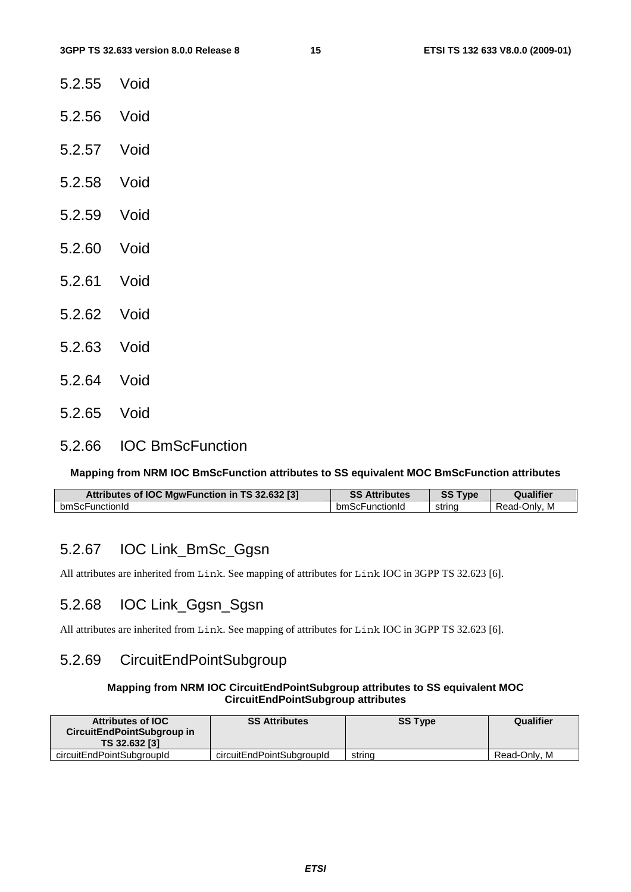### 5.2.55 Void

### 5.2.56 Void

### 5.2.57 Void

### 5.2.58 Void

### 5.2.59 Void

### 5.2.60 Void

### 5.2.61 Void

### 5.2.62 Void

### 5.2.63 Void

### 5.2.64 Void

### 5.2.65 Void

### 5.2.66 IOC BmScFunction

**Mapping from NRM IOC BmScFunction attributes to SS equivalent MOC BmScFunction attributes**

| Attributes of IOC MgwFunction in TS 32.632 [3] | SS Attributes | SS Type | Qualifier |
|---|---|---|---|
| bmScFunctionId | bmScFunctionId | string | Read-Only, M |

### 5.2.67 IOC Link_BmSc_Ggsn

All attributes are inherited from `Link`. See mapping of attributes for `Link` IOC in 3GPP TS 32.623 [6].

### 5.2.68 IOC Link_Ggsn_Sgsn

All attributes are inherited from `Link`. See mapping of attributes for `Link` IOC in 3GPP TS 32.623 [6].

### 5.2.69 CircuitEndPointSubgroup

**Mapping from NRM IOC CircuitEndPointSubgroup attributes to SS equivalent MOC CircuitEndPointSubgroup attributes**

| Attributes of IOC CircuitEndPointSubgroup in TS 32.632 [3] | SS Attributes | SS Type | Qualifier |
|---|---|---|---|
| circuitEndPointSubgroupId | circuitEndPointSubgroupId | string | Read-Only, M |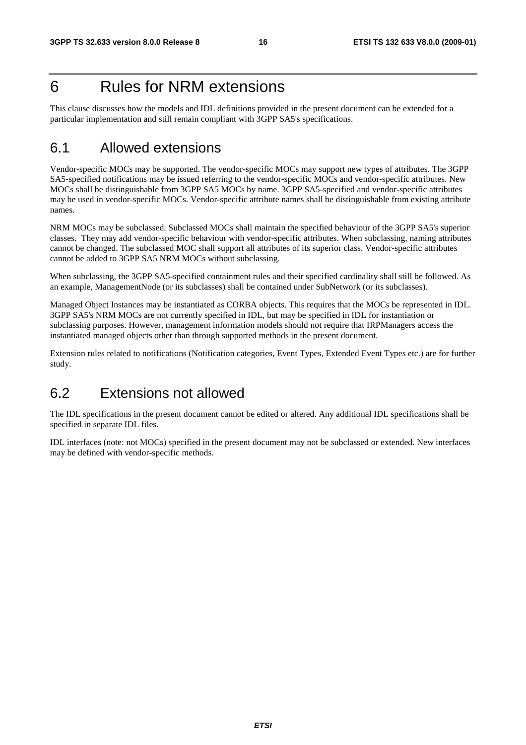# 6 Rules for NRM extensions

This clause discusses how the models and IDL definitions provided in the present document can be extended for a particular implementation and still remain compliant with 3GPP SA5's specifications.

## 6.1 Allowed extensions

Vendor-specific MOCs may be supported. The vendor-specific MOCs may support new types of attributes. The 3GPP SA5-specified notifications may be issued referring to the vendor-specific MOCs and vendor-specific attributes. New MOCs shall be distinguishable from 3GPP SA5 MOCs by name. 3GPP SA5-specified and vendor-specific attributes may be used in vendor-specific MOCs. Vendor-specific attribute names shall be distinguishable from existing attribute names.

NRM MOCs may be subclassed. Subclassed MOCs shall maintain the specified behaviour of the 3GPP SA5's superior classes. They may add vendor-specific behaviour with vendor-specific attributes. When subclassing, naming attributes cannot be changed. The subclassed MOC shall support all attributes of its superior class. Vendor-specific attributes cannot be added to 3GPP SA5 NRM MOCs without subclassing.

When subclassing, the 3GPP SA5-specified containment rules and their specified cardinality shall still be followed. As an example, ManagementNode (or its subclasses) shall be contained under SubNetwork (or its subclasses).

Managed Object Instances may be instantiated as CORBA objects. This requires that the MOCs be represented in IDL. 3GPP SA5's NRM MOCs are not currently specified in IDL, but may be specified in IDL for instantiation or subclassing purposes. However, management information models should not require that IRPManagers access the instantiated managed objects other than through supported methods in the present document.

Extension rules related to notifications (Notification categories, Event Types, Extended Event Types etc.) are for further study.

## 6.2 Extensions not allowed

The IDL specifications in the present document cannot be edited or altered. Any additional IDL specifications shall be specified in separate IDL files.

IDL interfaces (note: not MOCs) specified in the present document may not be subclassed or extended. New interfaces may be defined with vendor-specific methods.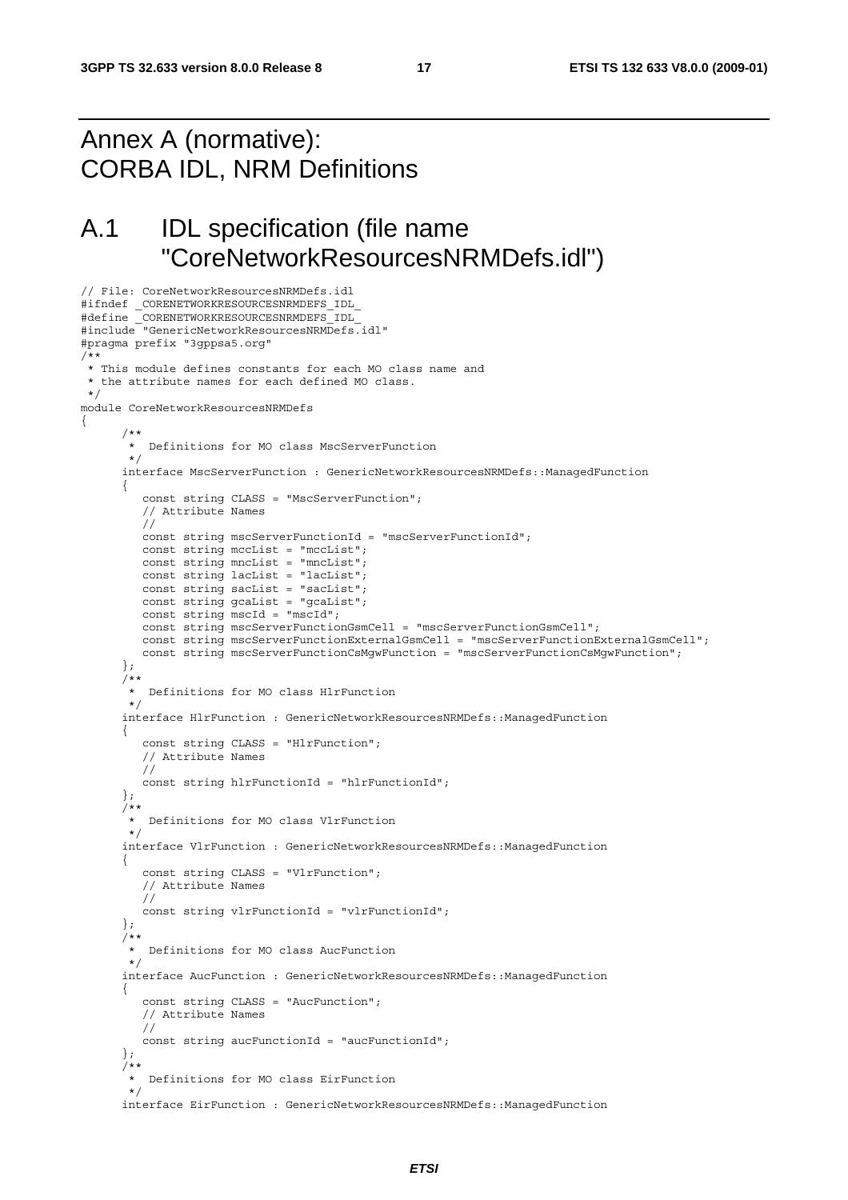# Annex A (normative): CORBA IDL, NRM Definitions

# A.1 IDL specification (file name "CoreNetworkResourcesNRMDefs.idl")

```
// File: CoreNetworkResourcesNRMDefs.idl
#ifndef _CORENETWORKRESOURCESNRMDEFS_IDL_
#define _CORENETWORKRESOURCESNRMDEFS_IDL_
#include "GenericNetworkResourcesNRMDefs.idl"
#pragma prefix "3gppsa5.org"
/**
 * This module defines constants for each MO class name and
 * the attribute names for each defined MO class.
 */
module CoreNetworkResourcesNRMDefs
{
      /**
       *  Definitions for MO class MscServerFunction
       */
      interface MscServerFunction : GenericNetworkResourcesNRMDefs::ManagedFunction
      {
         const string CLASS = "MscServerFunction";
         // Attribute Names
         //
         const string mscServerFunctionId = "mscServerFunctionId";
         const string mccList = "mccList";
         const string mncList = "mncList";
         const string lacList = "lacList";
         const string sacList = "sacList";
         const string gcaList = "gcaList";
         const string mscId = "mscId";
         const string mscServerFunctionGsmCell = "mscServerFunctionGsmCell";
         const string mscServerFunctionExternalGsmCell = "mscServerFunctionExternalGsmCell";
         const string mscServerFunctionCsMgwFunction = "mscServerFunctionCsMgwFunction";
      };
      /**
       *  Definitions for MO class HlrFunction
       */
      interface HlrFunction : GenericNetworkResourcesNRMDefs::ManagedFunction
      {
         const string CLASS = "HlrFunction";
         // Attribute Names
         //
         const string hlrFunctionId = "hlrFunctionId";
      };
      /**
       *  Definitions for MO class VlrFunction
       */
      interface VlrFunction : GenericNetworkResourcesNRMDefs::ManagedFunction
      {
         const string CLASS = "VlrFunction";
         // Attribute Names
         //
         const string vlrFunctionId = "vlrFunctionId";
      };
      /**
       *  Definitions for MO class AucFunction
       */
      interface AucFunction : GenericNetworkResourcesNRMDefs::ManagedFunction
      {
         const string CLASS = "AucFunction";
         // Attribute Names
         //
         const string aucFunctionId = "aucFunctionId";
      };
      /**
       *  Definitions for MO class EirFunction
       */
      interface EirFunction : GenericNetworkResourcesNRMDefs::ManagedFunction
```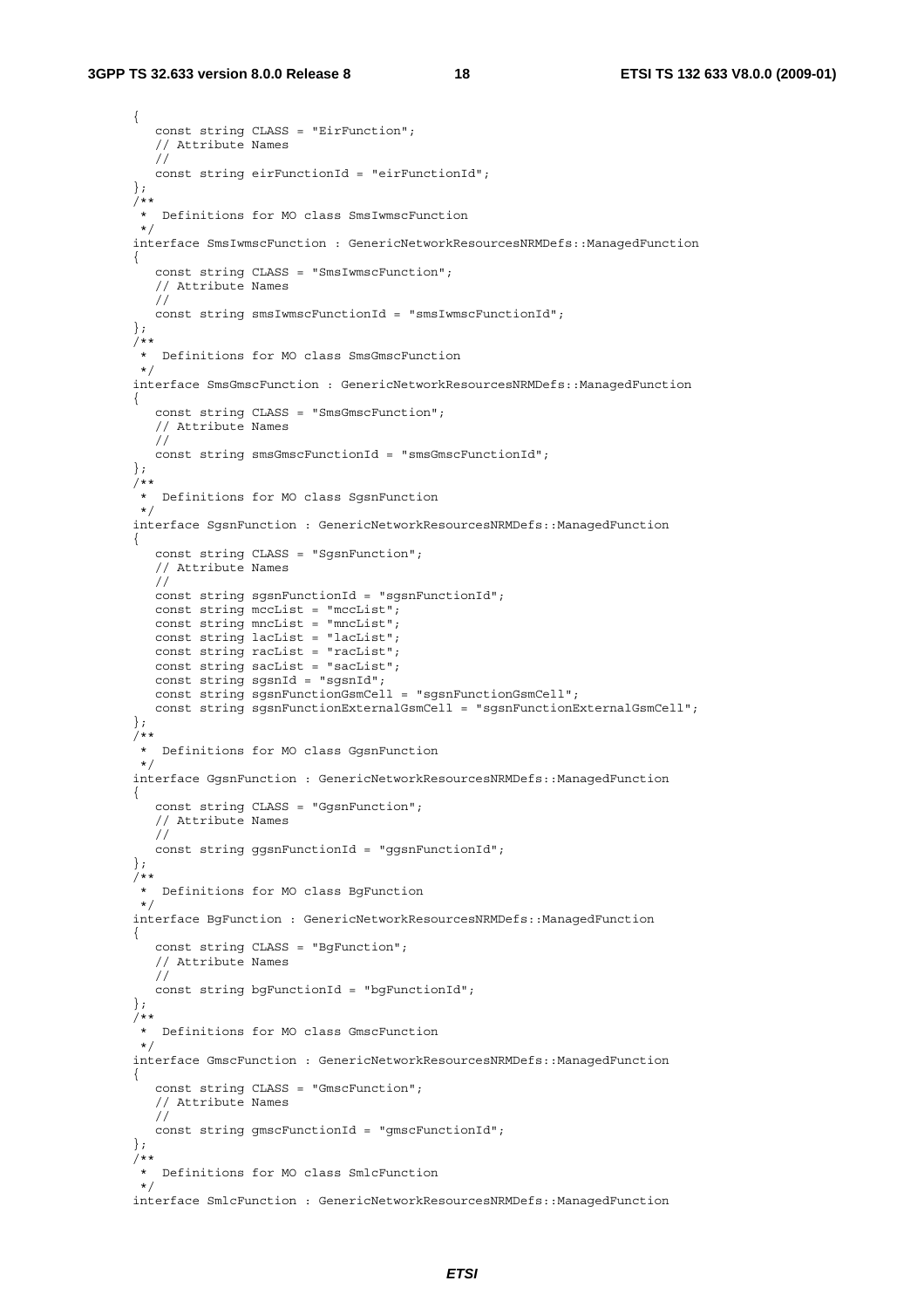```
{
   const string CLASS = "EirFunction";
   // Attribute Names
   //
   const string eirFunctionId = "eirFunctionId";
};
/**
 *  Definitions for MO class SmsIwmscFunction
 */
interface SmsIwmscFunction : GenericNetworkResourcesNRMDefs::ManagedFunction
{
   const string CLASS = "SmsIwmscFunction";
   // Attribute Names
   //
   const string smsIwmscFunctionId = "smsIwmscFunctionId";
};
/**
 *  Definitions for MO class SmsGmscFunction
 */
interface SmsGmscFunction : GenericNetworkResourcesNRMDefs::ManagedFunction
{
   const string CLASS = "SmsGmscFunction";
   // Attribute Names
   //
   const string smsGmscFunctionId = "smsGmscFunctionId";
};
/**
 *  Definitions for MO class SgsnFunction
 */
interface SgsnFunction : GenericNetworkResourcesNRMDefs::ManagedFunction
{
   const string CLASS = "SgsnFunction";
   // Attribute Names
   //
   const string sgsnFunctionId = "sgsnFunctionId";
   const string mccList = "mccList";
   const string mncList = "mncList";
   const string lacList = "lacList";
   const string racList = "racList";
   const string sacList = "sacList";
   const string sgsnId = "sgsnId";
   const string sgsnFunctionGsmCell = "sgsnFunctionGsmCell";
   const string sgsnFunctionExternalGsmCell = "sgsnFunctionExternalGsmCell";
};
/**
 *  Definitions for MO class GgsnFunction
 */
interface GgsnFunction : GenericNetworkResourcesNRMDefs::ManagedFunction
{
   const string CLASS = "GgsnFunction";
   // Attribute Names
   //
   const string ggsnFunctionId = "ggsnFunctionId";
};
/**
 *  Definitions for MO class BgFunction
 */
interface BgFunction : GenericNetworkResourcesNRMDefs::ManagedFunction
{
   const string CLASS = "BgFunction";
   // Attribute Names
   //
   const string bgFunctionId = "bgFunctionId";
};
/**
 *  Definitions for MO class GmscFunction
 */
interface GmscFunction : GenericNetworkResourcesNRMDefs::ManagedFunction
{
   const string CLASS = "GmscFunction";
   // Attribute Names
   //
   const string gmscFunctionId = "gmscFunctionId";
};
/**
 *  Definitions for MO class SmlcFunction
 */
interface SmlcFunction : GenericNetworkResourcesNRMDefs::ManagedFunction
```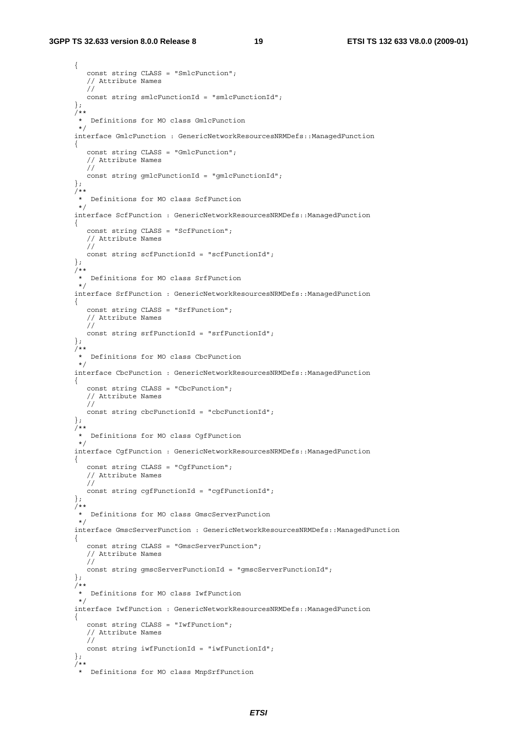```
{
   const string CLASS = "SmlcFunction";
   // Attribute Names
   //
   const string smlcFunctionId = "smlcFunctionId";
};
/**
 *  Definitions for MO class GmlcFunction
 */
interface GmlcFunction : GenericNetworkResourcesNRMDefs::ManagedFunction
{
   const string CLASS = "GmlcFunction";
   // Attribute Names
   //
   const string gmlcFunctionId = "gmlcFunctionId";
};
/**
 *  Definitions for MO class ScfFunction
 */
interface ScfFunction : GenericNetworkResourcesNRMDefs::ManagedFunction
{
   const string CLASS = "ScfFunction";
   // Attribute Names
   //
   const string scfFunctionId = "scfFunctionId";
};
/**
 *  Definitions for MO class SrfFunction
 */
interface SrfFunction : GenericNetworkResourcesNRMDefs::ManagedFunction
{
   const string CLASS = "SrfFunction";
   // Attribute Names
   //
   const string srfFunctionId = "srfFunctionId";
};
/**
 *  Definitions for MO class CbcFunction
 */
interface CbcFunction : GenericNetworkResourcesNRMDefs::ManagedFunction
{
   const string CLASS = "CbcFunction";
   // Attribute Names
   //
   const string cbcFunctionId = "cbcFunctionId";
};
/**
 *  Definitions for MO class CgfFunction
 */
interface CgfFunction : GenericNetworkResourcesNRMDefs::ManagedFunction
{
   const string CLASS = "CgfFunction";
   // Attribute Names
   //
   const string cgfFunctionId = "cgfFunctionId";
};
/**
 *  Definitions for MO class GmscServerFunction
 */
interface GmscServerFunction : GenericNetworkResourcesNRMDefs::ManagedFunction
{
   const string CLASS = "GmscServerFunction";
   // Attribute Names
   //
   const string gmscServerFunctionId = "gmscServerFunctionId";
};
/**
 *  Definitions for MO class IwfFunction
 */
interface IwfFunction : GenericNetworkResourcesNRMDefs::ManagedFunction
{
   const string CLASS = "IwfFunction";
   // Attribute Names
   //
   const string iwfFunctionId = "iwfFunctionId";
};
/**
 *  Definitions for MO class MnpSrfFunction
```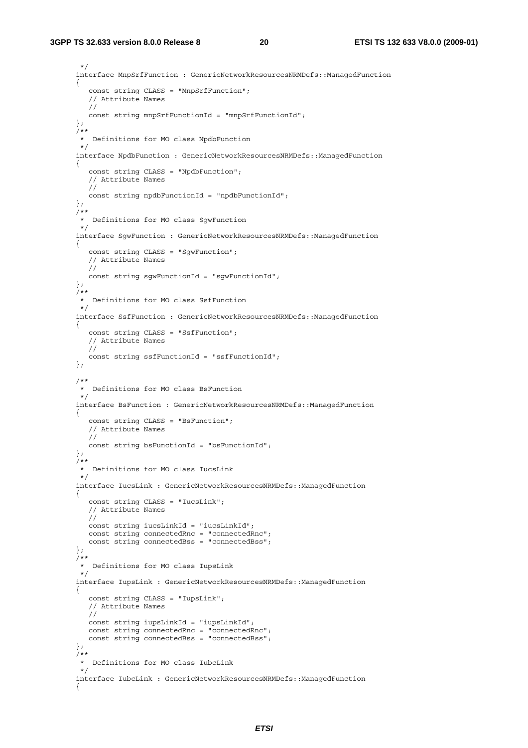```
 */
interface MnpSrfFunction : GenericNetworkResourcesNRMDefs::ManagedFunction
{
   const string CLASS = "MnpSrfFunction";
   // Attribute Names
   //
   const string mnpSrfFunctionId = "mnpSrfFunctionId";
};
/**
 *  Definitions for MO class NpdbFunction
 */
interface NpdbFunction : GenericNetworkResourcesNRMDefs::ManagedFunction
{
   const string CLASS = "NpdbFunction";
   // Attribute Names
   //
   const string npdbFunctionId = "npdbFunctionId";
};
/**
 *  Definitions for MO class SgwFunction
 */
interface SgwFunction : GenericNetworkResourcesNRMDefs::ManagedFunction
{
   const string CLASS = "SgwFunction";
   // Attribute Names
   //
   const string sgwFunctionId = "sgwFunctionId";
};
/**
 *  Definitions for MO class SsfFunction
 */
interface SsfFunction : GenericNetworkResourcesNRMDefs::ManagedFunction
{
   const string CLASS = "SsfFunction";
   // Attribute Names
   //
   const string ssfFunctionId = "ssfFunctionId";
};

/**
 *  Definitions for MO class BsFunction
 */
interface BsFunction : GenericNetworkResourcesNRMDefs::ManagedFunction
{
   const string CLASS = "BsFunction";
   // Attribute Names
   //
   const string bsFunctionId = "bsFunctionId";
};
/**
 *  Definitions for MO class IucsLink
 */
interface IucsLink : GenericNetworkResourcesNRMDefs::ManagedFunction
{
   const string CLASS = "IucsLink";
   // Attribute Names
   //
   const string iucsLinkId = "iucsLinkId";
   const string connectedRnc = "connectedRnc";
   const string connectedBss = "connectedBss";
};
/**
 *  Definitions for MO class IupsLink
 */
interface IupsLink : GenericNetworkResourcesNRMDefs::ManagedFunction
{
   const string CLASS = "IupsLink";
   // Attribute Names
   //
   const string iupsLinkId = "iupsLinkId";
   const string connectedRnc = "connectedRnc";
   const string connectedBss = "connectedBss";
};
/**
 *  Definitions for MO class IubcLink
 */
interface IubcLink : GenericNetworkResourcesNRMDefs::ManagedFunction
{
```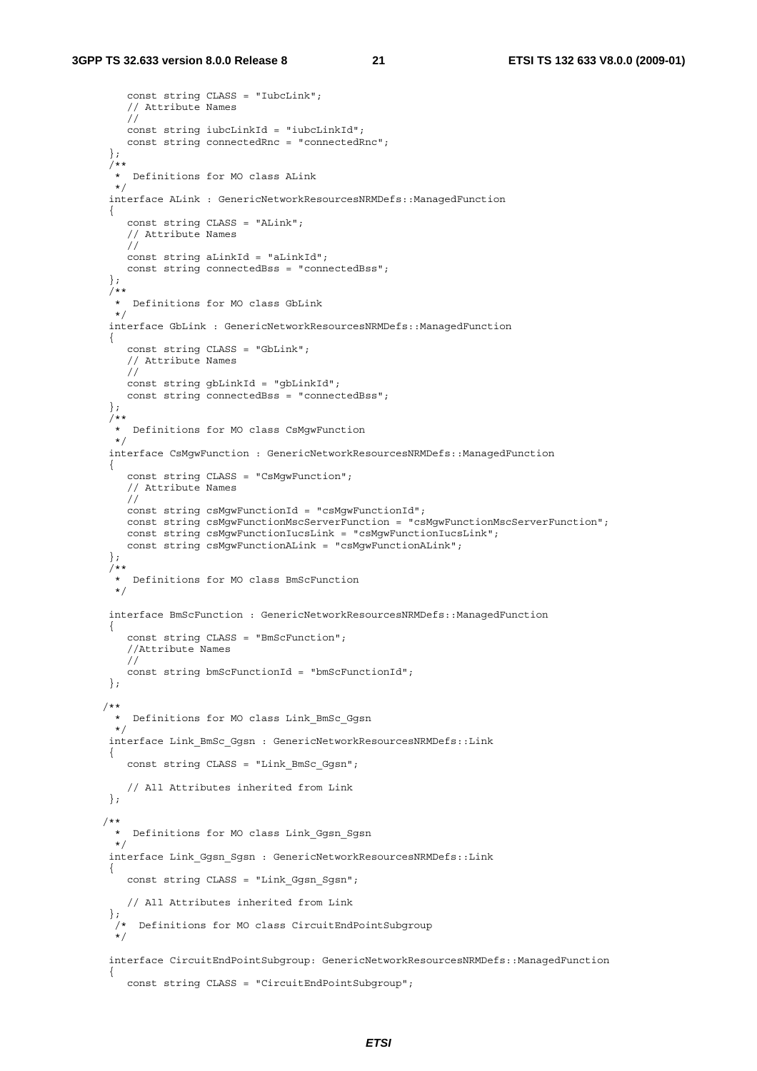```
      const string CLASS = "IubcLink";
      // Attribute Names
      //
      const string iubcLinkId = "iubcLinkId";
      const string connectedRnc = "connectedRnc";
   };
   /**
    *  Definitions for MO class ALink
    */
   interface ALink : GenericNetworkResourcesNRMDefs::ManagedFunction
   {
      const string CLASS = "ALink";
      // Attribute Names
      //
      const string aLinkId = "aLinkId";
      const string connectedBss = "connectedBss";
   };
   /**
    *  Definitions for MO class GbLink
    */
   interface GbLink : GenericNetworkResourcesNRMDefs::ManagedFunction
   {
      const string CLASS = "GbLink";
      // Attribute Names
      //
      const string gbLinkId = "gbLinkId";
      const string connectedBss = "connectedBss";
   };
   /**
    *  Definitions for MO class CsMgwFunction
    */
   interface CsMgwFunction : GenericNetworkResourcesNRMDefs::ManagedFunction
   {
      const string CLASS = "CsMgwFunction";
      // Attribute Names
      //
      const string csMgwFunctionId = "csMgwFunctionId";
      const string csMgwFunctionMscServerFunction = "csMgwFunctionMscServerFunction";
      const string csMgwFunctionIucsLink = "csMgwFunctionIucsLink";
      const string csMgwFunctionALink = "csMgwFunctionALink";
   };
   /**
    *  Definitions for MO class BmScFunction
    */

   interface BmScFunction : GenericNetworkResourcesNRMDefs::ManagedFunction
   {
      const string CLASS = "BmScFunction";
      //Attribute Names
      //
      const string bmScFunctionId = "bmScFunctionId";
   };

  /**
    *  Definitions for MO class Link_BmSc_Ggsn
    */
   interface Link_BmSc_Ggsn : GenericNetworkResourcesNRMDefs::Link
   {
      const string CLASS = "Link_BmSc_Ggsn";

      // All Attributes inherited from Link
   };

  /**
    *  Definitions for MO class Link_Ggsn_Sgsn
    */
   interface Link_Ggsn_Sgsn : GenericNetworkResourcesNRMDefs::Link
   {
      const string CLASS = "Link_Ggsn_Sgsn";

      // All Attributes inherited from Link
   };
    /*  Definitions for MO class CircuitEndPointSubgroup
    */

   interface CircuitEndPointSubgroup: GenericNetworkResourcesNRMDefs::ManagedFunction
   {
      const string CLASS = "CircuitEndPointSubgroup";
```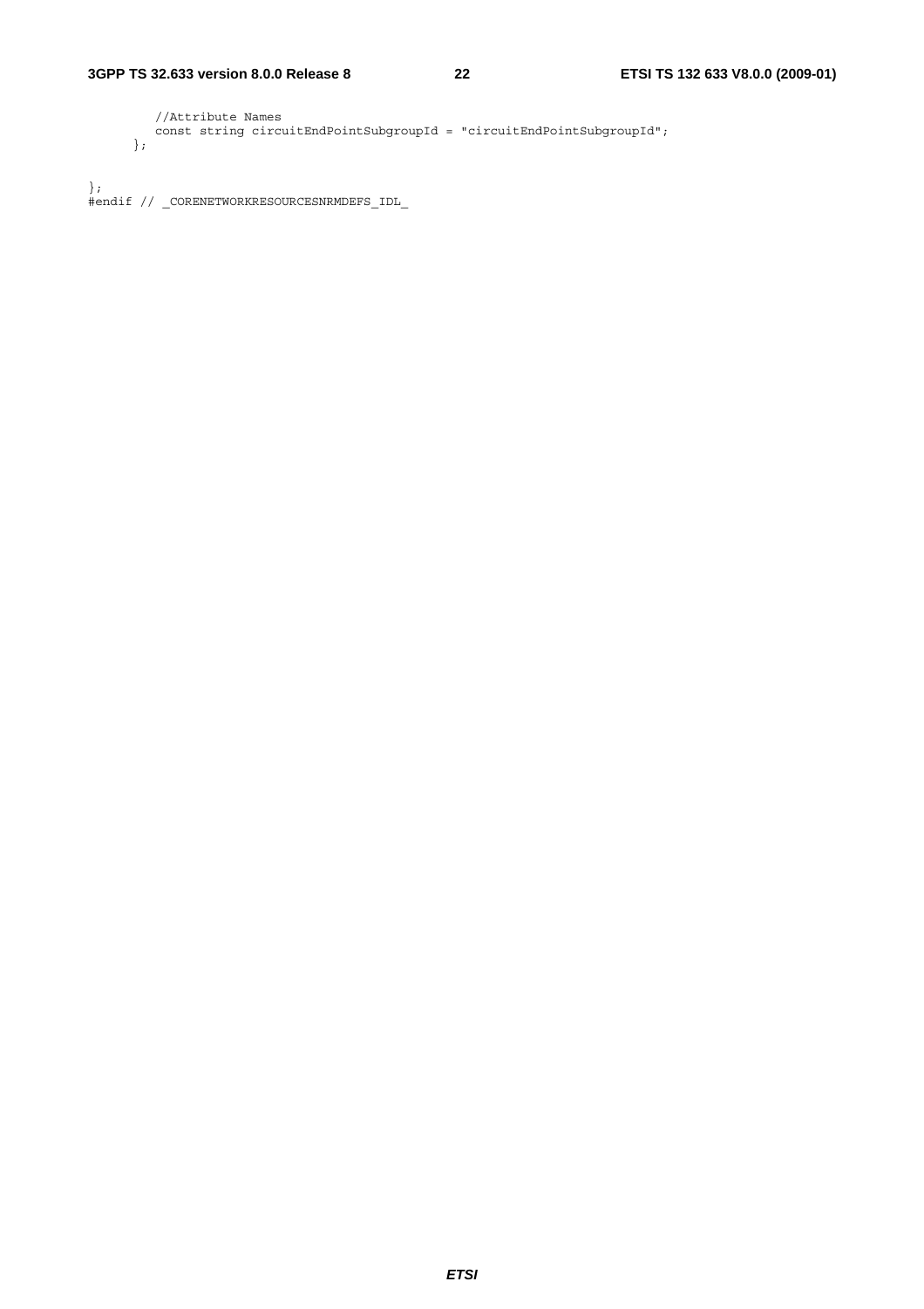```
      //Attribute Names
      const string circuitEndPointSubgroupId = "circuitEndPointSubgroupId";
   };

};
#endif // _CORENETWORKRESOURCESNRMDEFS_IDL_
```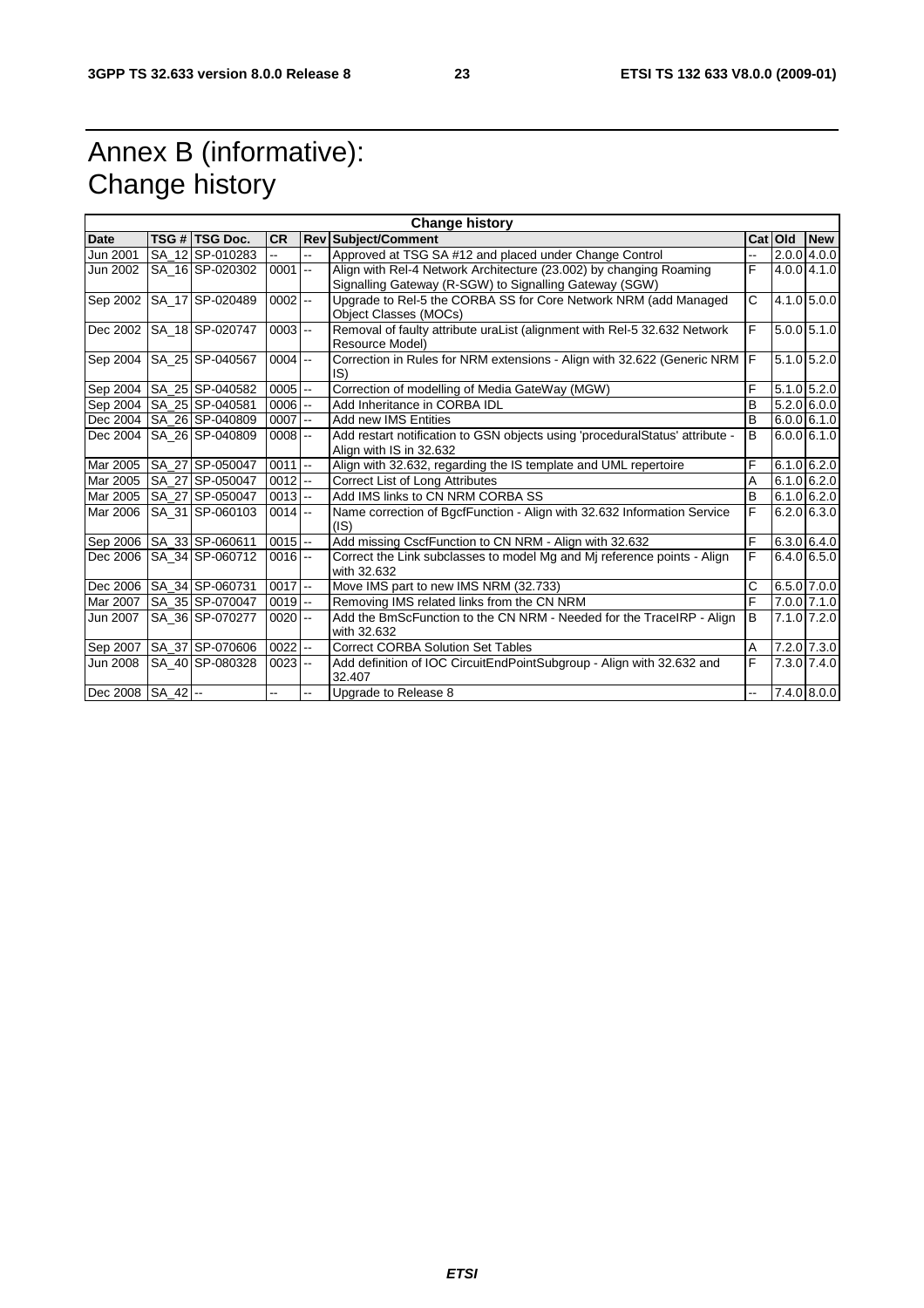# Annex B (informative): Change history

| Change history | | | | | | | | |
|---|---|---|---|---|---|---|---|---|
| **Date** | **TSG #** | **TSG Doc.** | **CR** | **Rev** | **Subject/Comment** | **Cat** | **Old** | **New** |
| Jun 2001 | SA_12 | SP-010283 | -- | -- | Approved at TSG SA #12 and placed under Change Control | -- | 2.0.0 | 4.0.0 |
| Jun 2002 | SA_16 | SP-020302 | 0001 | -- | Align with Rel-4 Network Architecture (23.002) by changing Roaming Signalling Gateway (R-SGW) to Signalling Gateway (SGW) | F | 4.0.0 | 4.1.0 |
| Sep 2002 | SA_17 | SP-020489 | 0002 | -- | Upgrade to Rel-5 the CORBA SS for Core Network NRM (add Managed Object Classes (MOCs) | C | 4.1.0 | 5.0.0 |
| Dec 2002 | SA_18 | SP-020747 | 0003 | -- | Removal of faulty attribute uraList (alignment with Rel-5 32.632 Network Resource Model) | F | 5.0.0 | 5.1.0 |
| Sep 2004 | SA_25 | SP-040567 | 0004 | -- | Correction in Rules for NRM extensions - Align with 32.622 (Generic NRM IS) | F | 5.1.0 | 5.2.0 |
| Sep 2004 | SA_25 | SP-040582 | 0005 | -- | Correction of modelling of Media GateWay (MGW) | F | 5.1.0 | 5.2.0 |
| Sep 2004 | SA_25 | SP-040581 | 0006 | -- | Add Inheritance in CORBA IDL | B | 5.2.0 | 6.0.0 |
| Dec 2004 | SA_26 | SP-040809 | 0007 | -- | Add new IMS Entities | B | 6.0.0 | 6.1.0 |
| Dec 2004 | SA_26 | SP-040809 | 0008 | -- | Add restart notification to GSN objects using 'proceduralStatus' attribute - Align with IS in 32.632 | B | 6.0.0 | 6.1.0 |
| Mar 2005 | SA_27 | SP-050047 | 0011 | -- | Align with 32.632, regarding the IS template and UML repertoire | F | 6.1.0 | 6.2.0 |
| Mar 2005 | SA_27 | SP-050047 | 0012 | -- | Correct List of Long Attributes | A | 6.1.0 | 6.2.0 |
| Mar 2005 | SA_27 | SP-050047 | 0013 | -- | Add IMS links to CN NRM CORBA SS | B | 6.1.0 | 6.2.0 |
| Mar 2006 | SA_31 | SP-060103 | 0014 | -- | Name correction of BgcfFunction - Align with 32.632 Information Service (IS) | F | 6.2.0 | 6.3.0 |
| Sep 2006 | SA_33 | SP-060611 | 0015 | -- | Add missing CscfFunction to CN NRM - Align with 32.632 | F | 6.3.0 | 6.4.0 |
| Dec 2006 | SA_34 | SP-060712 | 0016 | -- | Correct the Link subclasses to model Mg and Mj reference points - Align with 32.632 | F | 6.4.0 | 6.5.0 |
| Dec 2006 | SA_34 | SP-060731 | 0017 | -- | Move IMS part to new IMS NRM (32.733) | C | 6.5.0 | 7.0.0 |
| Mar 2007 | SA_35 | SP-070047 | 0019 | -- | Removing IMS related links from the CN NRM | F | 7.0.0 | 7.1.0 |
| Jun 2007 | SA_36 | SP-070277 | 0020 | -- | Add the BmScFunction to the CN NRM - Needed for the TraceIRP - Align with 32.632 | B | 7.1.0 | 7.2.0 |
| Sep 2007 | SA_37 | SP-070606 | 0022 | -- | Correct CORBA Solution Set Tables | A | 7.2.0 | 7.3.0 |
| Jun 2008 | SA_40 | SP-080328 | 0023 | -- | Add definition of IOC CircuitEndPointSubgroup - Align with 32.632 and 32.407 | F | 7.3.0 | 7.4.0 |
| Dec 2008 | SA_42 | -- | -- | -- | Upgrade to Release 8 | -- | 7.4.0 | 8.0.0 |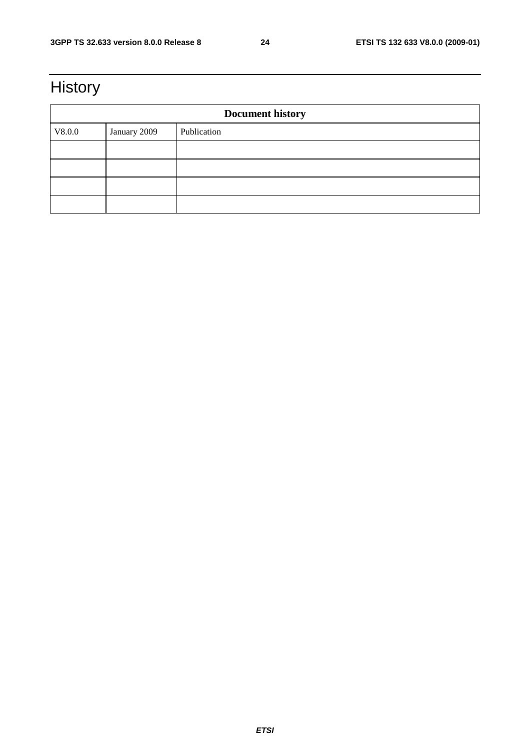# History

| Document history | | |
|---|---|---|
| V8.0.0 | January 2009 | Publication |
| | | |
| | | |
| | | |
| | | |